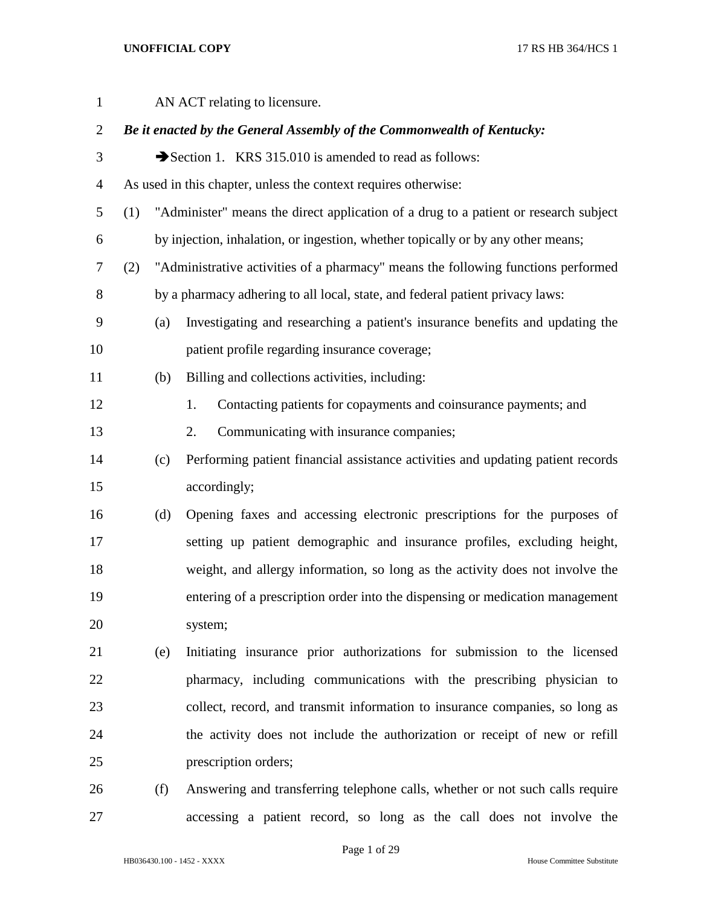AN ACT relating to licensure.

***Be it enacted by the General Assembly of the Commonwealth of Kentucky:***

➔Section 1. KRS 315.010 is amended to read as follows:

As used in this chapter, unless the context requires otherwise:

(1) "Administer" means the direct application of a drug to a patient or research subject by injection, inhalation, or ingestion, whether topically or by any other means;

(2) "Administrative activities of a pharmacy" means the following functions performed by a pharmacy adhering to all local, state, and federal patient privacy laws:

(a) Investigating and researching a patient's insurance benefits and updating the patient profile regarding insurance coverage;

(b) Billing and collections activities, including:

1. Contacting patients for copayments and coinsurance payments; and
2. Communicating with insurance companies;

(c) Performing patient financial assistance activities and updating patient records accordingly;

(d) Opening faxes and accessing electronic prescriptions for the purposes of setting up patient demographic and insurance profiles, excluding height, weight, and allergy information, so long as the activity does not involve the entering of a prescription order into the dispensing or medication management system;

(e) Initiating insurance prior authorizations for submission to the licensed pharmacy, including communications with the prescribing physician to collect, record, and transmit information to insurance companies, so long as the activity does not include the authorization or receipt of new or refill prescription orders;

(f) Answering and transferring telephone calls, whether or not such calls require accessing a patient record, so long as the call does not involve the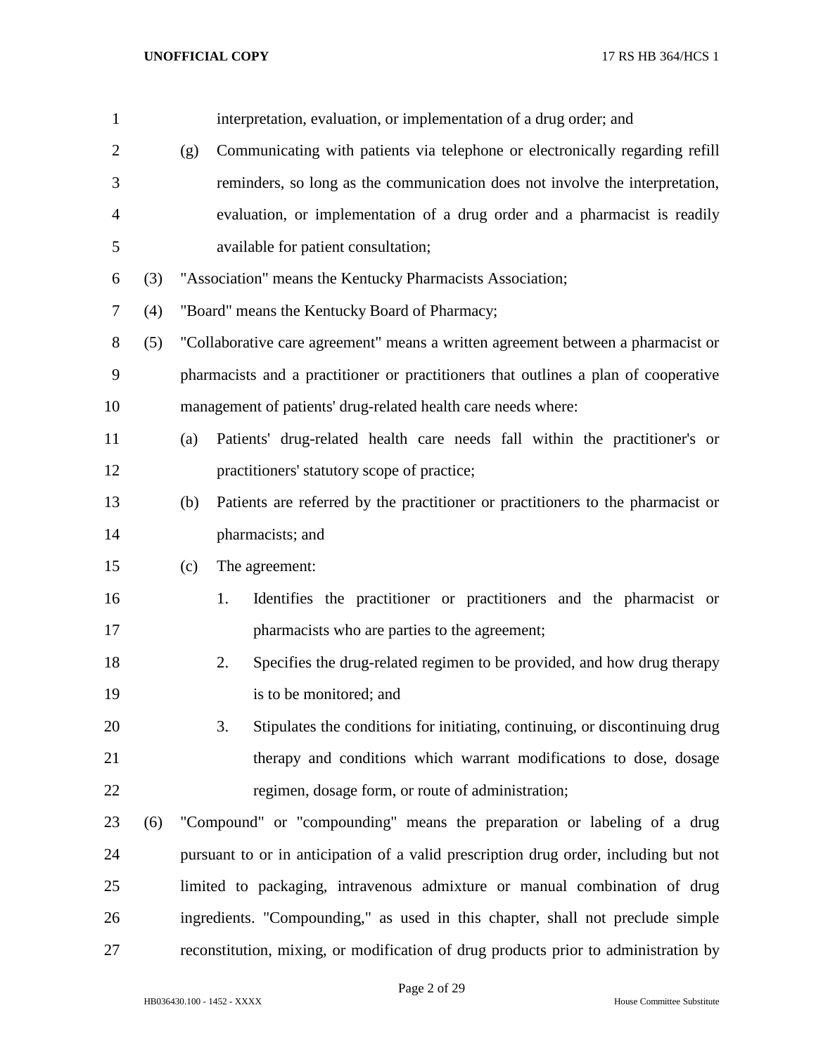interpretation, evaluation, or implementation of a drug order; and

(g) Communicating with patients via telephone or electronically regarding refill reminders, so long as the communication does not involve the interpretation, evaluation, or implementation of a drug order and a pharmacist is readily available for patient consultation;

(3) "Association" means the Kentucky Pharmacists Association;

(4) "Board" means the Kentucky Board of Pharmacy;

(5) "Collaborative care agreement" means a written agreement between a pharmacist or pharmacists and a practitioner or practitioners that outlines a plan of cooperative management of patients' drug-related health care needs where:

(a) Patients' drug-related health care needs fall within the practitioner's or practitioners' statutory scope of practice;

(b) Patients are referred by the practitioner or practitioners to the pharmacist or pharmacists; and

(c) The agreement:

1. Identifies the practitioner or practitioners and the pharmacist or pharmacists who are parties to the agreement;

2. Specifies the drug-related regimen to be provided, and how drug therapy is to be monitored; and

3. Stipulates the conditions for initiating, continuing, or discontinuing drug therapy and conditions which warrant modifications to dose, dosage regimen, dosage form, or route of administration;

(6) "Compound" or "compounding" means the preparation or labeling of a drug pursuant to or in anticipation of a valid prescription drug order, including but not limited to packaging, intravenous admixture or manual combination of drug ingredients. "Compounding," as used in this chapter, shall not preclude simple reconstitution, mixing, or modification of drug products prior to administration by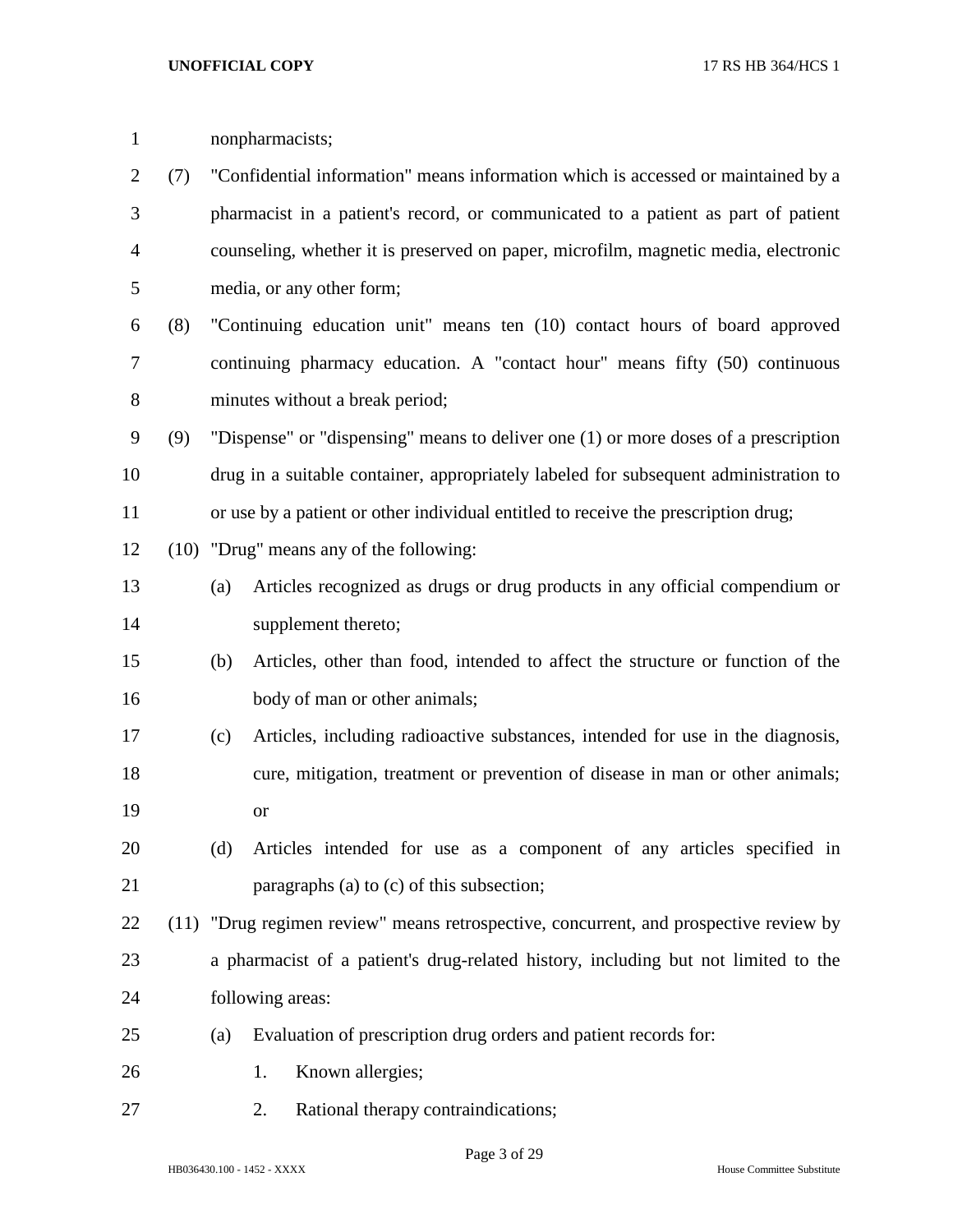nonpharmacists;

(7) "Confidential information" means information which is accessed or maintained by a pharmacist in a patient's record, or communicated to a patient as part of patient counseling, whether it is preserved on paper, microfilm, magnetic media, electronic media, or any other form;

(8) "Continuing education unit" means ten (10) contact hours of board approved continuing pharmacy education. A "contact hour" means fifty (50) continuous minutes without a break period;

(9) "Dispense" or "dispensing" means to deliver one (1) or more doses of a prescription drug in a suitable container, appropriately labeled for subsequent administration to or use by a patient or other individual entitled to receive the prescription drug;

(10) "Drug" means any of the following:

- (a) Articles recognized as drugs or drug products in any official compendium or supplement thereto;
- (b) Articles, other than food, intended to affect the structure or function of the body of man or other animals;
- (c) Articles, including radioactive substances, intended for use in the diagnosis, cure, mitigation, treatment or prevention of disease in man or other animals; or
- (d) Articles intended for use as a component of any articles specified in paragraphs (a) to (c) of this subsection;

(11) "Drug regimen review" means retrospective, concurrent, and prospective review by a pharmacist of a patient's drug-related history, including but not limited to the following areas:

- (a) Evaluation of prescription drug orders and patient records for:
  1. Known allergies;
  2. Rational therapy contraindications;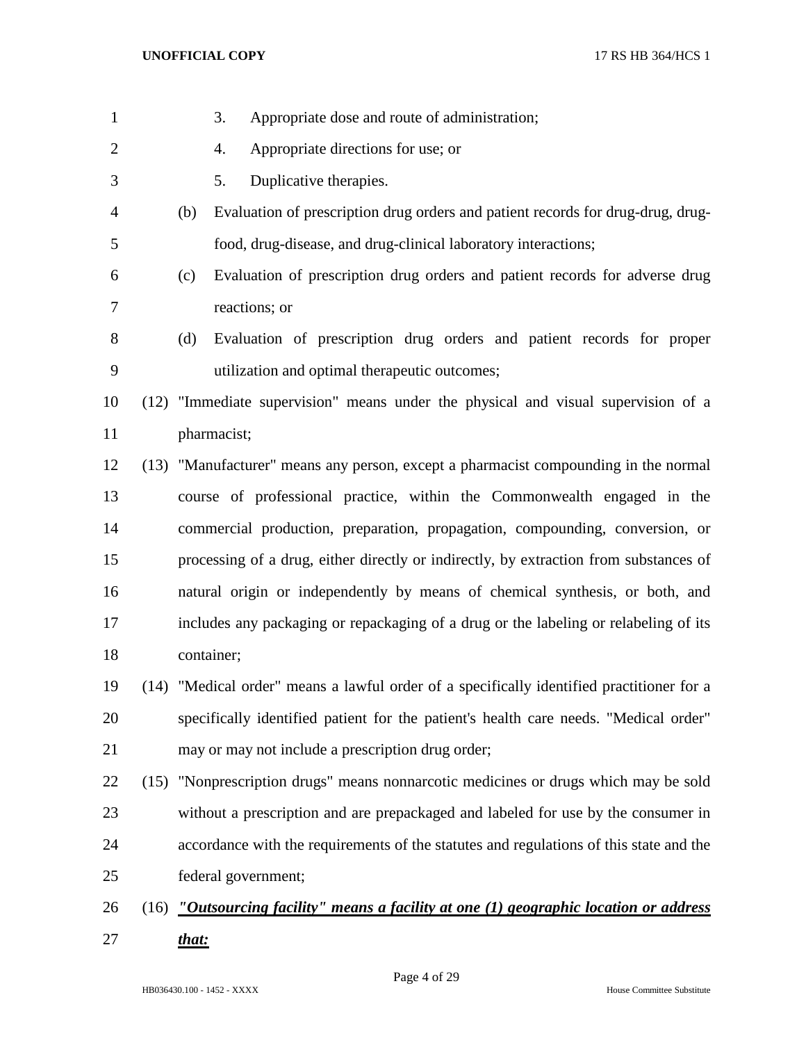3. Appropriate dose and route of administration;

4. Appropriate directions for use; or

5. Duplicative therapies.

(b) Evaluation of prescription drug orders and patient records for drug-drug, drug-food, drug-disease, and drug-clinical laboratory interactions;

(c) Evaluation of prescription drug orders and patient records for adverse drug reactions; or

(d) Evaluation of prescription drug orders and patient records for proper utilization and optimal therapeutic outcomes;

(12) "Immediate supervision" means under the physical and visual supervision of a pharmacist;

(13) "Manufacturer" means any person, except a pharmacist compounding in the normal course of professional practice, within the Commonwealth engaged in the commercial production, preparation, propagation, compounding, conversion, or processing of a drug, either directly or indirectly, by extraction from substances of natural origin or independently by means of chemical synthesis, or both, and includes any packaging or repackaging of a drug or the labeling or relabeling of its container;

(14) "Medical order" means a lawful order of a specifically identified practitioner for a specifically identified patient for the patient's health care needs. "Medical order" may or may not include a prescription drug order;

(15) "Nonprescription drugs" means nonnarcotic medicines or drugs which may be sold without a prescription and are prepackaged and labeled for use by the consumer in accordance with the requirements of the statutes and regulations of this state and the federal government;

(16) ***"Outsourcing facility" means a facility at one (1) geographic location or address that:***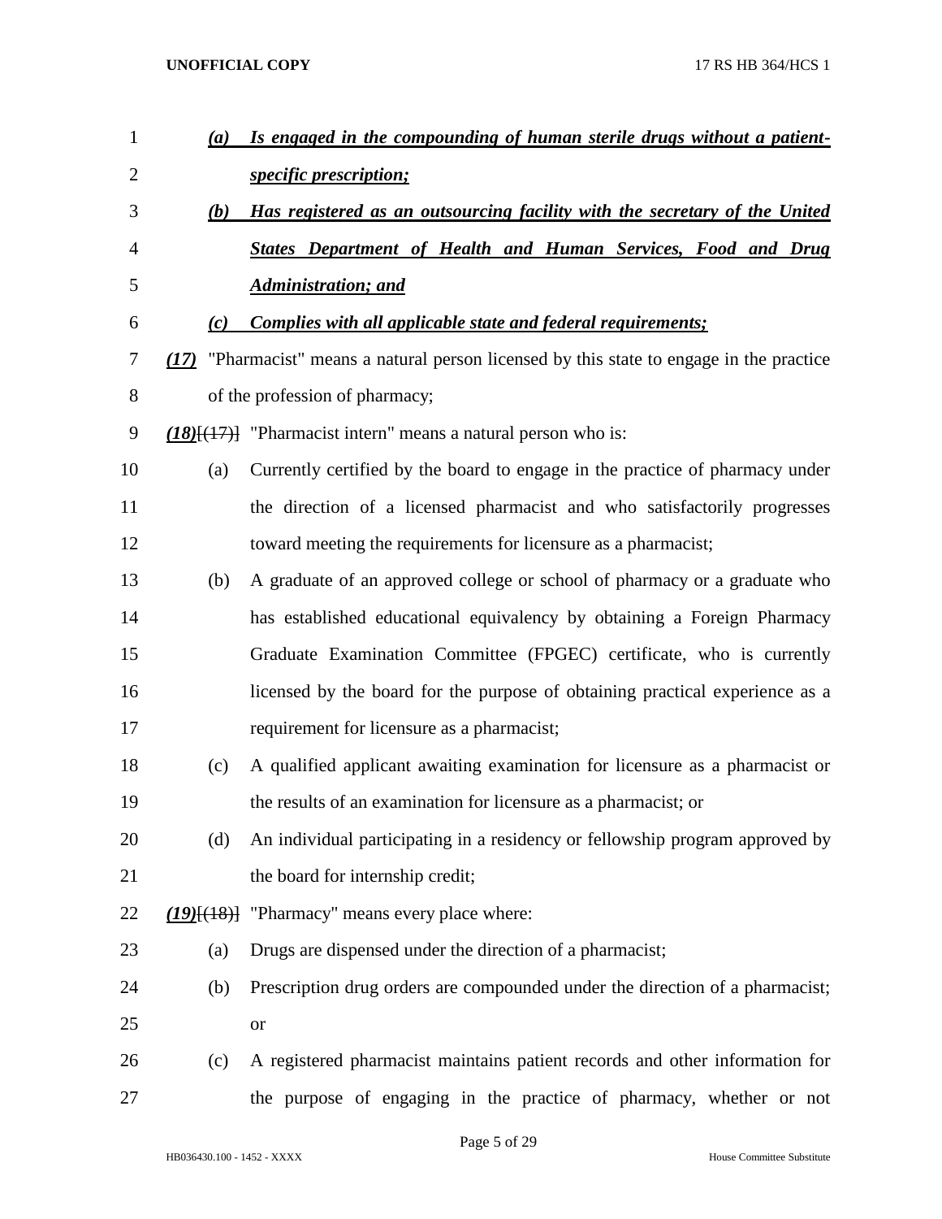(a) ***Is engaged in the compounding of human sterile drugs without a patient-specific prescription;***

(b) ***Has registered as an outsourcing facility with the secretary of the United States Department of Health and Human Services, Food and Drug Administration; and***

(c) ***Complies with all applicable state and federal requirements;***

***(17)*** "Pharmacist" means a natural person licensed by this state to engage in the practice of the profession of pharmacy;

***(18)***[~~(17)~~] "Pharmacist intern" means a natural person who is:

(a) Currently certified by the board to engage in the practice of pharmacy under the direction of a licensed pharmacist and who satisfactorily progresses toward meeting the requirements for licensure as a pharmacist;

(b) A graduate of an approved college or school of pharmacy or a graduate who has established educational equivalency by obtaining a Foreign Pharmacy Graduate Examination Committee (FPGEC) certificate, who is currently licensed by the board for the purpose of obtaining practical experience as a requirement for licensure as a pharmacist;

(c) A qualified applicant awaiting examination for licensure as a pharmacist or the results of an examination for licensure as a pharmacist; or

(d) An individual participating in a residency or fellowship program approved by the board for internship credit;

***(19)***[~~(18)~~] "Pharmacy" means every place where:

(a) Drugs are dispensed under the direction of a pharmacist;

(b) Prescription drug orders are compounded under the direction of a pharmacist; or

(c) A registered pharmacist maintains patient records and other information for the purpose of engaging in the practice of pharmacy, whether or not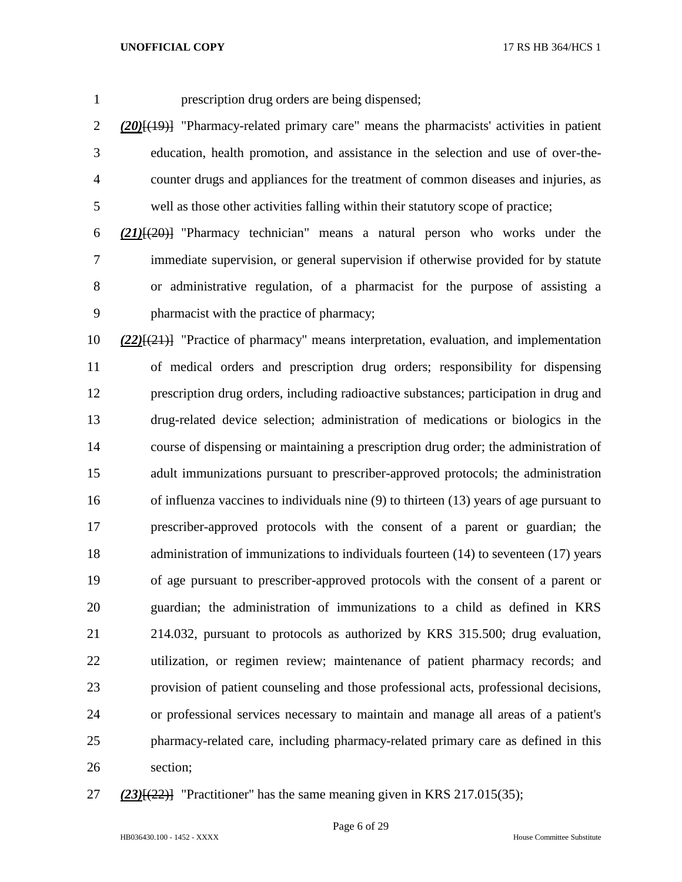prescription drug orders are being dispensed;

***(20)***[(19)] "Pharmacy-related primary care" means the pharmacists' activities in patient education, health promotion, and assistance in the selection and use of over-the-counter drugs and appliances for the treatment of common diseases and injuries, as well as those other activities falling within their statutory scope of practice;

***(21)***[(20)] "Pharmacy technician" means a natural person who works under the immediate supervision, or general supervision if otherwise provided for by statute or administrative regulation, of a pharmacist for the purpose of assisting a pharmacist with the practice of pharmacy;

***(22)***[(21)] "Practice of pharmacy" means interpretation, evaluation, and implementation of medical orders and prescription drug orders; responsibility for dispensing prescription drug orders, including radioactive substances; participation in drug and drug-related device selection; administration of medications or biologics in the course of dispensing or maintaining a prescription drug order; the administration of adult immunizations pursuant to prescriber-approved protocols; the administration of influenza vaccines to individuals nine (9) to thirteen (13) years of age pursuant to prescriber-approved protocols with the consent of a parent or guardian; the administration of immunizations to individuals fourteen (14) to seventeen (17) years of age pursuant to prescriber-approved protocols with the consent of a parent or guardian; the administration of immunizations to a child as defined in KRS 214.032, pursuant to protocols as authorized by KRS 315.500; drug evaluation, utilization, or regimen review; maintenance of patient pharmacy records; and provision of patient counseling and those professional acts, professional decisions, or professional services necessary to maintain and manage all areas of a patient's pharmacy-related care, including pharmacy-related primary care as defined in this section;

***(23)***[(22)] "Practitioner" has the same meaning given in KRS 217.015(35);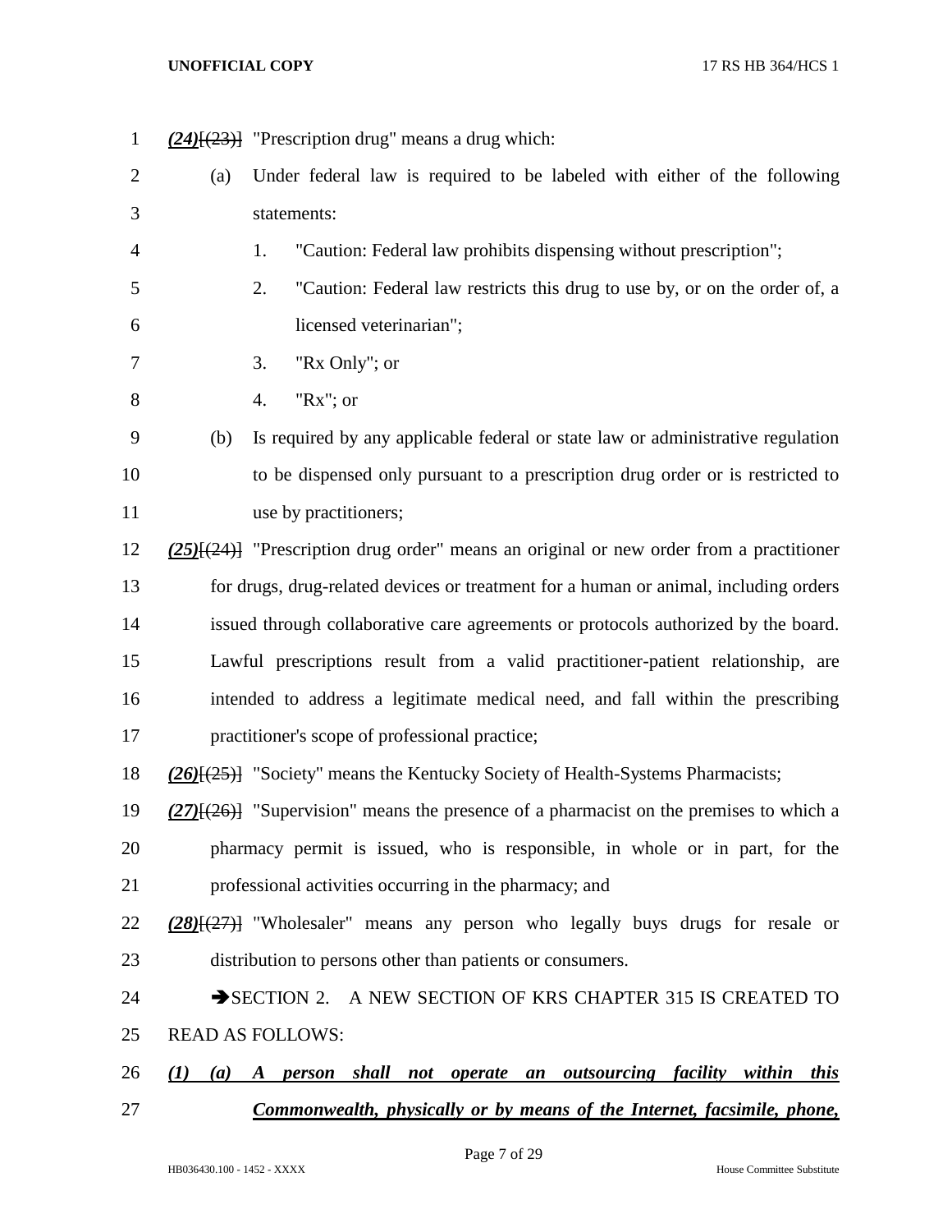*(24)*~~[(23)]~~ "Prescription drug" means a drug which:

(a) Under federal law is required to be labeled with either of the following statements:

1. "Caution: Federal law prohibits dispensing without prescription";
2. "Caution: Federal law restricts this drug to use by, or on the order of, a licensed veterinarian";
3. "Rx Only"; or
4. "Rx"; or

(b) Is required by any applicable federal or state law or administrative regulation to be dispensed only pursuant to a prescription drug order or is restricted to use by practitioners;

*(25)*~~[(24)]~~ "Prescription drug order" means an original or new order from a practitioner for drugs, drug-related devices or treatment for a human or animal, including orders issued through collaborative care agreements or protocols authorized by the board. Lawful prescriptions result from a valid practitioner-patient relationship, are intended to address a legitimate medical need, and fall within the prescribing practitioner's scope of professional practice;

*(26)*~~[(25)]~~ "Society" means the Kentucky Society of Health-Systems Pharmacists;

*(27)*~~[(26)]~~ "Supervision" means the presence of a pharmacist on the premises to which a pharmacy permit is issued, who is responsible, in whole or in part, for the professional activities occurring in the pharmacy; and

*(28)*~~[(27)]~~ "Wholesaler" means any person who legally buys drugs for resale or distribution to persons other than patients or consumers.

➔SECTION 2. A NEW SECTION OF KRS CHAPTER 315 IS CREATED TO READ AS FOLLOWS:

***(1) (a) A person shall not operate an outsourcing facility within this Commonwealth, physically or by means of the Internet, facsimile, phone,***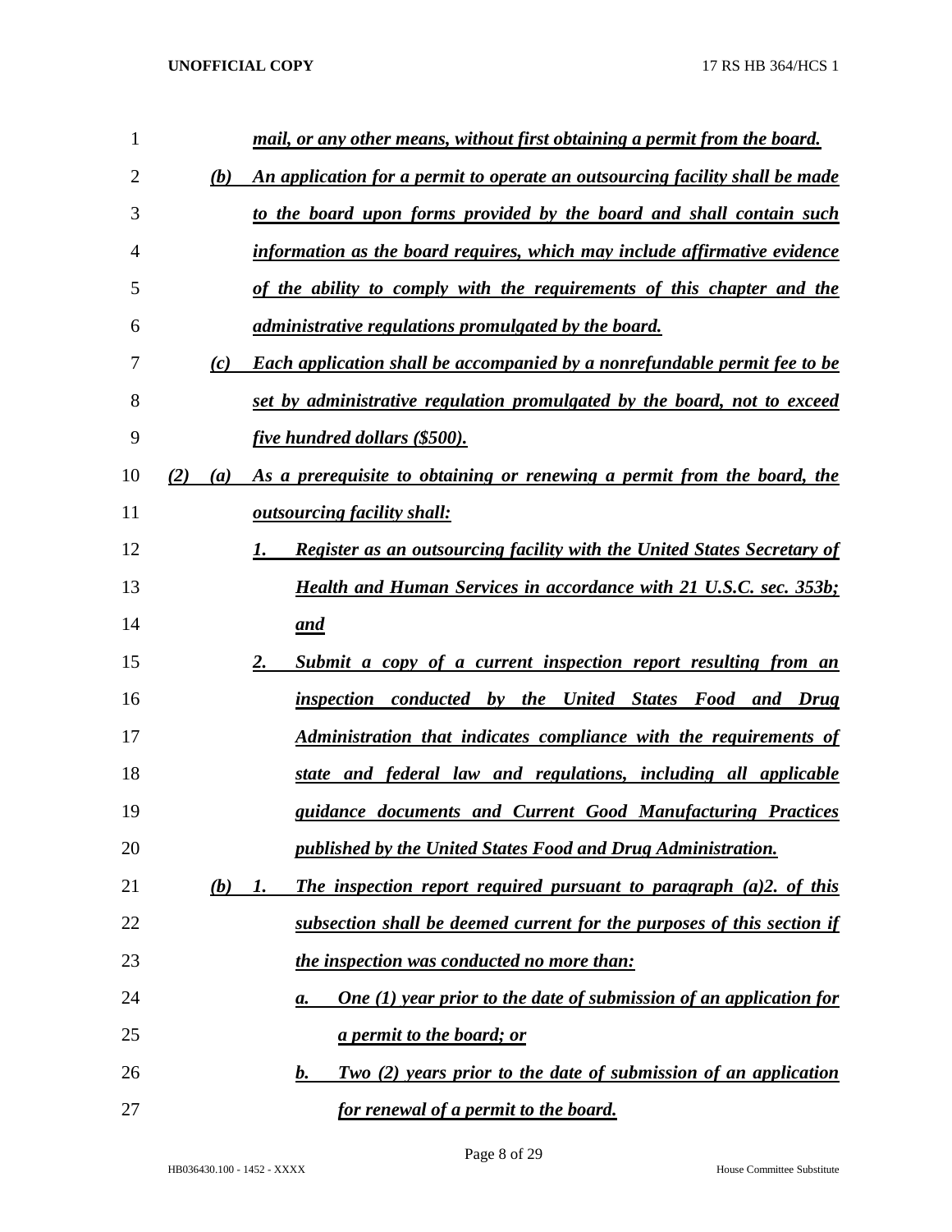*mail, or any other means, without first obtaining a permit from the board.*

(b) *An application for a permit to operate an outsourcing facility shall be made to the board upon forms provided by the board and shall contain such information as the board requires, which may include affirmative evidence of the ability to comply with the requirements of this chapter and the administrative regulations promulgated by the board.*

(c) *Each application shall be accompanied by a nonrefundable permit fee to be set by administrative regulation promulgated by the board, not to exceed five hundred dollars ($500).*

(2) (a) *As a prerequisite to obtaining or renewing a permit from the board, the outsourcing facility shall:*

1. *Register as an outsourcing facility with the United States Secretary of Health and Human Services in accordance with 21 U.S.C. sec. 353b; and*

2. *Submit a copy of a current inspection report resulting from an inspection conducted by the United States Food and Drug Administration that indicates compliance with the requirements of state and federal law and regulations, including all applicable guidance documents and Current Good Manufacturing Practices published by the United States Food and Drug Administration.*

(b) 1. *The inspection report required pursuant to paragraph (a)2. of this subsection shall be deemed current for the purposes of this section if the inspection was conducted no more than:*

a. *One (1) year prior to the date of submission of an application for a permit to the board; or*

b. *Two (2) years prior to the date of submission of an application for renewal of a permit to the board.*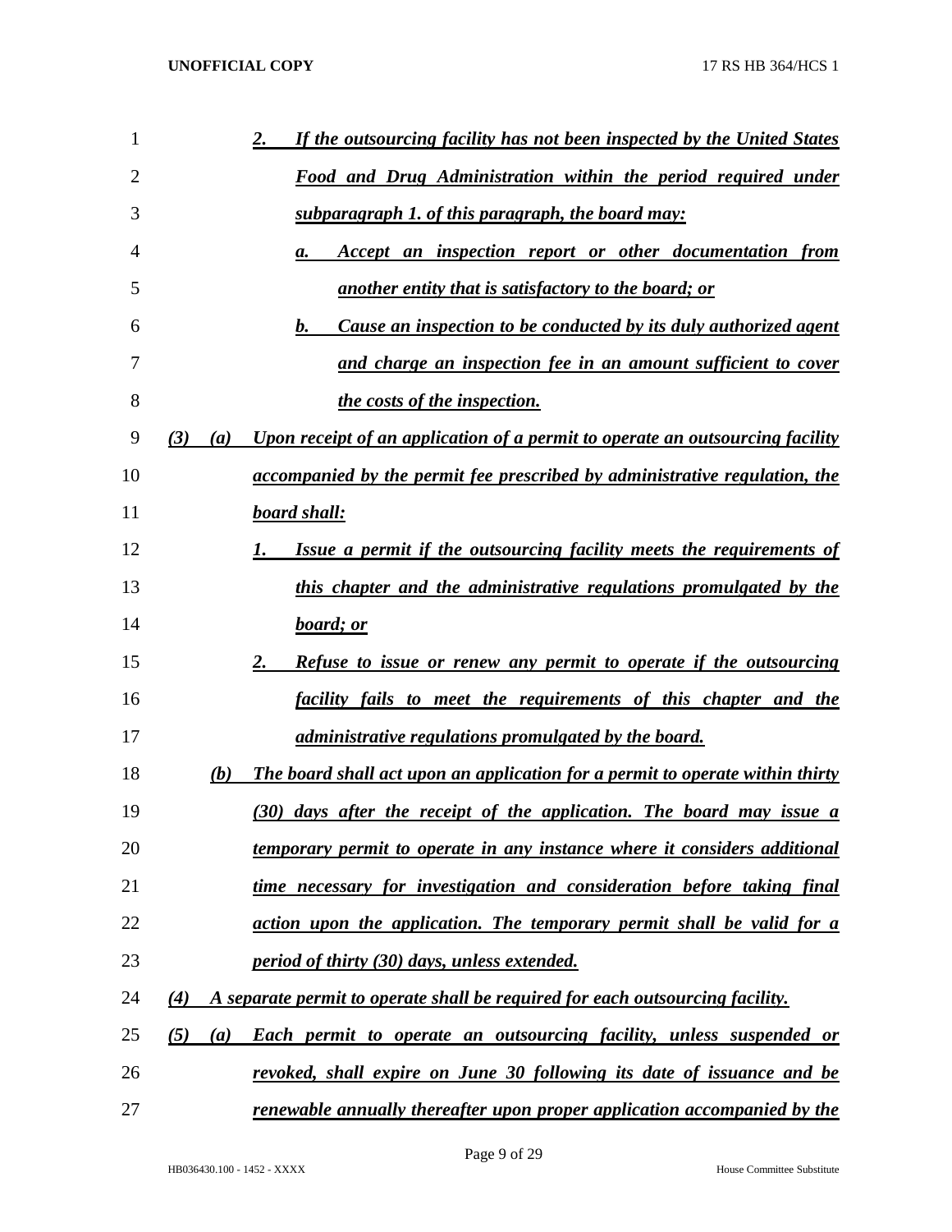2. *If the outsourcing facility has not been inspected by the United States Food and Drug Administration within the period required under subparagraph 1. of this paragraph, the board may:*

   a. *Accept an inspection report or other documentation from another entity that is satisfactory to the board; or*

   b. *Cause an inspection to be conducted by its duly authorized agent and charge an inspection fee in an amount sufficient to cover the costs of the inspection.*

*(3) (a) Upon receipt of an application of a permit to operate an outsourcing facility accompanied by the permit fee prescribed by administrative regulation, the board shall:*

1. *Issue a permit if the outsourcing facility meets the requirements of this chapter and the administrative regulations promulgated by the board; or*

2. *Refuse to issue or renew any permit to operate if the outsourcing facility fails to meet the requirements of this chapter and the administrative regulations promulgated by the board.*

*(b) The board shall act upon an application for a permit to operate within thirty (30) days after the receipt of the application. The board may issue a temporary permit to operate in any instance where it considers additional time necessary for investigation and consideration before taking final action upon the application. The temporary permit shall be valid for a period of thirty (30) days, unless extended.*

*(4) A separate permit to operate shall be required for each outsourcing facility.*

*(5) (a) Each permit to operate an outsourcing facility, unless suspended or revoked, shall expire on June 30 following its date of issuance and be renewable annually thereafter upon proper application accompanied by the*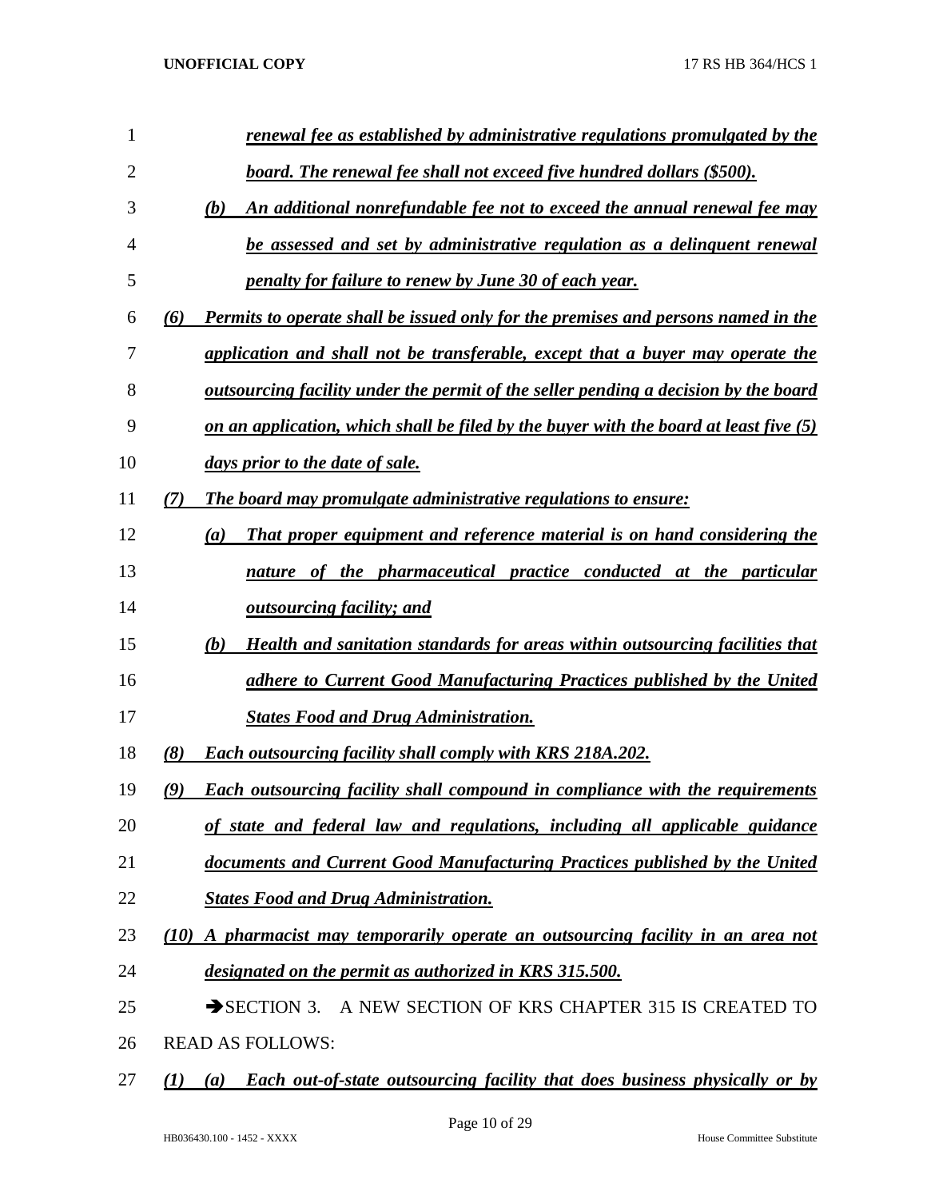*renewal fee as established by administrative regulations promulgated by the board. The renewal fee shall not exceed five hundred dollars ($500).*

(b) *An additional nonrefundable fee not to exceed the annual renewal fee may be assessed and set by administrative regulation as a delinquent renewal penalty for failure to renew by June 30 of each year.*

(6) *Permits to operate shall be issued only for the premises and persons named in the application and shall not be transferable, except that a buyer may operate the outsourcing facility under the permit of the seller pending a decision by the board on an application, which shall be filed by the buyer with the board at least five (5) days prior to the date of sale.*

(7) *The board may promulgate administrative regulations to ensure:*

(a) *That proper equipment and reference material is on hand considering the nature of the pharmaceutical practice conducted at the particular outsourcing facility; and*

(b) *Health and sanitation standards for areas within outsourcing facilities that adhere to Current Good Manufacturing Practices published by the United States Food and Drug Administration.*

(8) *Each outsourcing facility shall comply with KRS 218A.202.*

(9) *Each outsourcing facility shall compound in compliance with the requirements of state and federal law and regulations, including all applicable guidance documents and Current Good Manufacturing Practices published by the United States Food and Drug Administration.*

(10) *A pharmacist may temporarily operate an outsourcing facility in an area not designated on the permit as authorized in KRS 315.500.*

➔SECTION 3. A NEW SECTION OF KRS CHAPTER 315 IS CREATED TO READ AS FOLLOWS:

(1) (a) *Each out-of-state outsourcing facility that does business physically or by*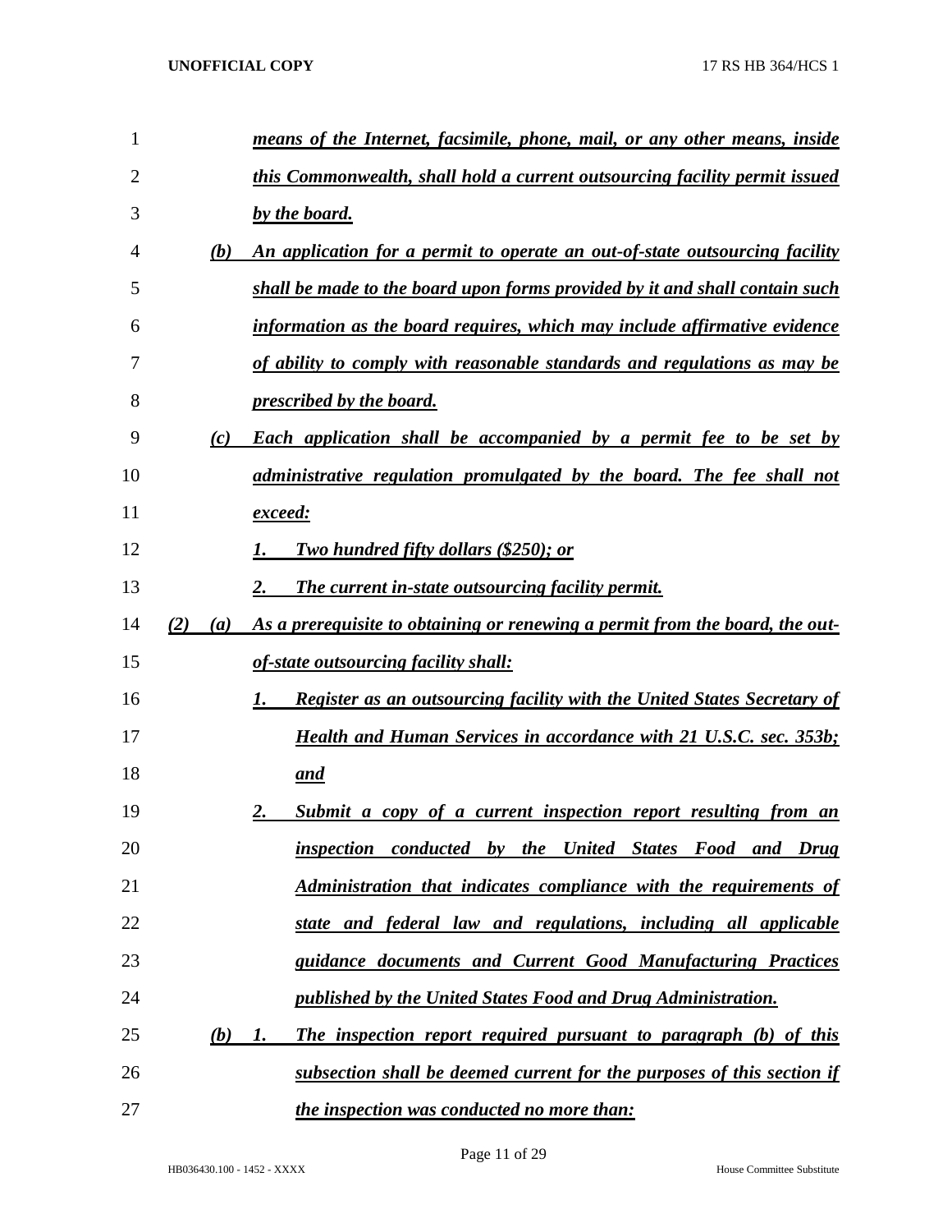***means of the Internet, facsimile, phone, mail, or any other means, inside this Commonwealth, shall hold a current outsourcing facility permit issued by the board.***

***(b) An application for a permit to operate an out-of-state outsourcing facility shall be made to the board upon forms provided by it and shall contain such information as the board requires, which may include affirmative evidence of ability to comply with reasonable standards and regulations as may be prescribed by the board.***

***(c) Each application shall be accompanied by a permit fee to be set by administrative regulation promulgated by the board. The fee shall not exceed:***

***1. Two hundred fifty dollars ($250); or***

***2. The current in-state outsourcing facility permit.***

***(2) (a) As a prerequisite to obtaining or renewing a permit from the board, the out-of-state outsourcing facility shall:***

***1. Register as an outsourcing facility with the United States Secretary of Health and Human Services in accordance with 21 U.S.C. sec. 353b; and***

***2. Submit a copy of a current inspection report resulting from an inspection conducted by the United States Food and Drug Administration that indicates compliance with the requirements of state and federal law and regulations, including all applicable guidance documents and Current Good Manufacturing Practices published by the United States Food and Drug Administration.***

***(b) 1. The inspection report required pursuant to paragraph (b) of this subsection shall be deemed current for the purposes of this section if the inspection was conducted no more than:***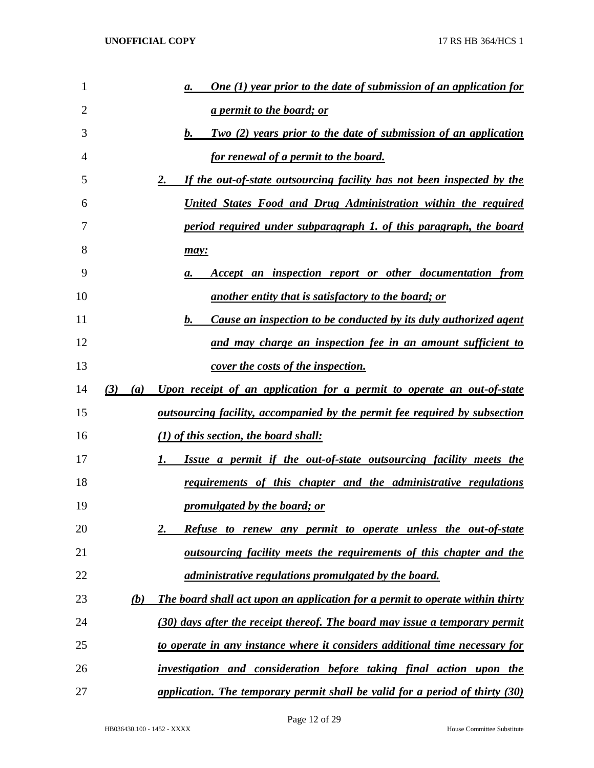a. *One (1) year prior to the date of submission of an application for a permit to the board; or*

b. *Two (2) years prior to the date of submission of an application for renewal of a permit to the board.*

2. *If the out-of-state outsourcing facility has not been inspected by the United States Food and Drug Administration within the required period required under subparagraph 1. of this paragraph, the board may:*

a. *Accept an inspection report or other documentation from another entity that is satisfactory to the board; or*

b. *Cause an inspection to be conducted by its duly authorized agent and may charge an inspection fee in an amount sufficient to cover the costs of the inspection.*

*(3) (a) Upon receipt of an application for a permit to operate an out-of-state outsourcing facility, accompanied by the permit fee required by subsection (1) of this section, the board shall:*

1. *Issue a permit if the out-of-state outsourcing facility meets the requirements of this chapter and the administrative regulations promulgated by the board; or*

2. *Refuse to renew any permit to operate unless the out-of-state outsourcing facility meets the requirements of this chapter and the administrative regulations promulgated by the board.*

*(b) The board shall act upon an application for a permit to operate within thirty (30) days after the receipt thereof. The board may issue a temporary permit to operate in any instance where it considers additional time necessary for investigation and consideration before taking final action upon the application. The temporary permit shall be valid for a period of thirty (30)*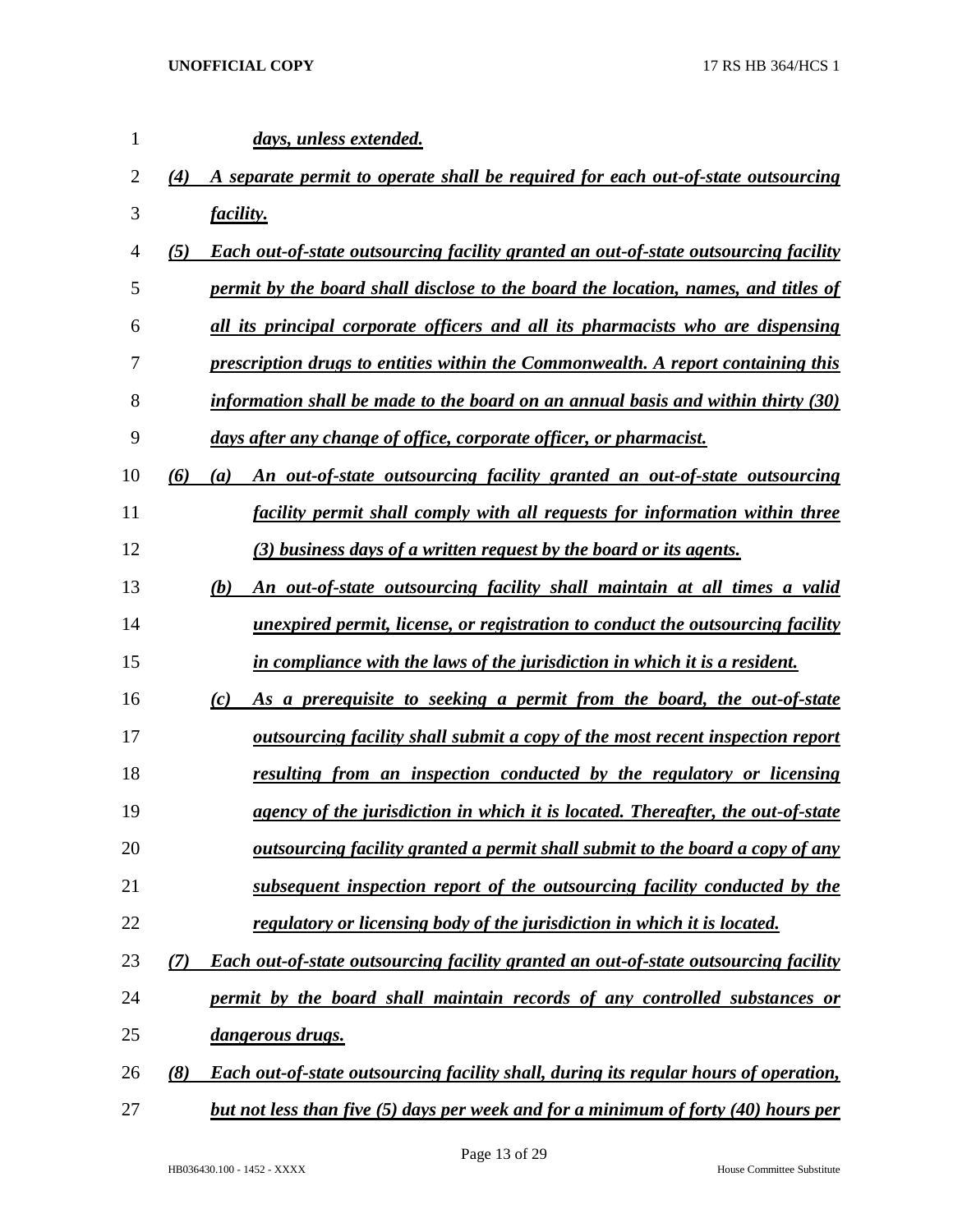***days, unless extended.***

***(4) A separate permit to operate shall be required for each out-of-state outsourcing facility.***

***(5) Each out-of-state outsourcing facility granted an out-of-state outsourcing facility permit by the board shall disclose to the board the location, names, and titles of all its principal corporate officers and all its pharmacists who are dispensing prescription drugs to entities within the Commonwealth. A report containing this information shall be made to the board on an annual basis and within thirty (30) days after any change of office, corporate officer, or pharmacist.***

***(6) (a) An out-of-state outsourcing facility granted an out-of-state outsourcing facility permit shall comply with all requests for information within three (3) business days of a written request by the board or its agents.***

***(b) An out-of-state outsourcing facility shall maintain at all times a valid unexpired permit, license, or registration to conduct the outsourcing facility in compliance with the laws of the jurisdiction in which it is a resident.***

***(c) As a prerequisite to seeking a permit from the board, the out-of-state outsourcing facility shall submit a copy of the most recent inspection report resulting from an inspection conducted by the regulatory or licensing agency of the jurisdiction in which it is located. Thereafter, the out-of-state outsourcing facility granted a permit shall submit to the board a copy of any subsequent inspection report of the outsourcing facility conducted by the regulatory or licensing body of the jurisdiction in which it is located.***

***(7) Each out-of-state outsourcing facility granted an out-of-state outsourcing facility permit by the board shall maintain records of any controlled substances or dangerous drugs.***

***(8) Each out-of-state outsourcing facility shall, during its regular hours of operation, but not less than five (5) days per week and for a minimum of forty (40) hours per***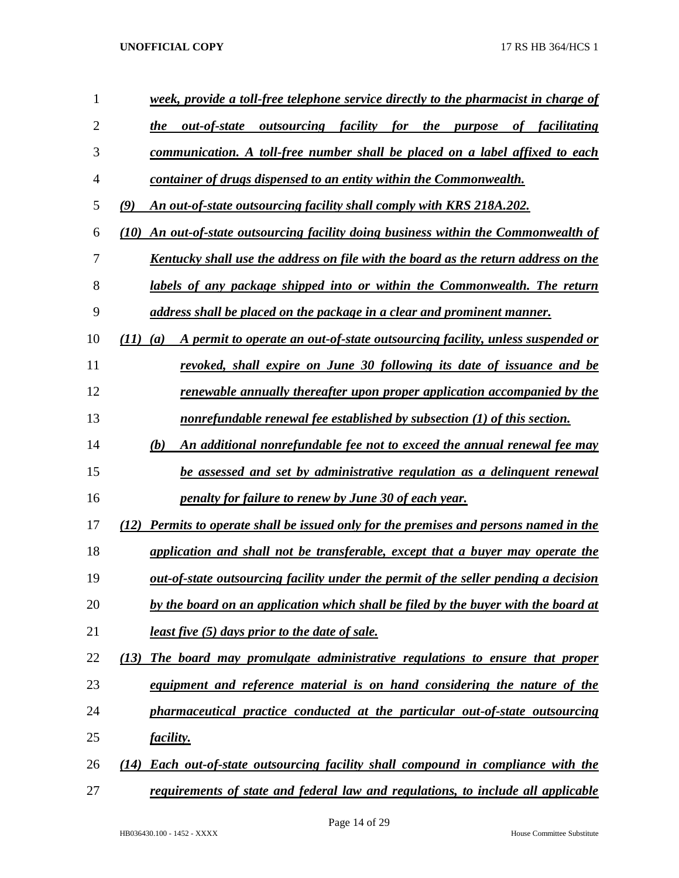*week, provide a toll-free telephone service directly to the pharmacist in charge of the out-of-state outsourcing facility for the purpose of facilitating communication. A toll-free number shall be placed on a label affixed to each container of drugs dispensed to an entity within the Commonwealth.*

*(9) An out-of-state outsourcing facility shall comply with KRS 218A.202.*

*(10) An out-of-state outsourcing facility doing business within the Commonwealth of Kentucky shall use the address on file with the board as the return address on the labels of any package shipped into or within the Commonwealth. The return address shall be placed on the package in a clear and prominent manner.*

*(11) (a) A permit to operate an out-of-state outsourcing facility, unless suspended or revoked, shall expire on June 30 following its date of issuance and be renewable annually thereafter upon proper application accompanied by the nonrefundable renewal fee established by subsection (1) of this section.*

*(b) An additional nonrefundable fee not to exceed the annual renewal fee may be assessed and set by administrative regulation as a delinquent renewal penalty for failure to renew by June 30 of each year.*

*(12) Permits to operate shall be issued only for the premises and persons named in the application and shall not be transferable, except that a buyer may operate the out-of-state outsourcing facility under the permit of the seller pending a decision by the board on an application which shall be filed by the buyer with the board at least five (5) days prior to the date of sale.*

*(13) The board may promulgate administrative regulations to ensure that proper equipment and reference material is on hand considering the nature of the pharmaceutical practice conducted at the particular out-of-state outsourcing facility.*

*(14) Each out-of-state outsourcing facility shall compound in compliance with the requirements of state and federal law and regulations, to include all applicable*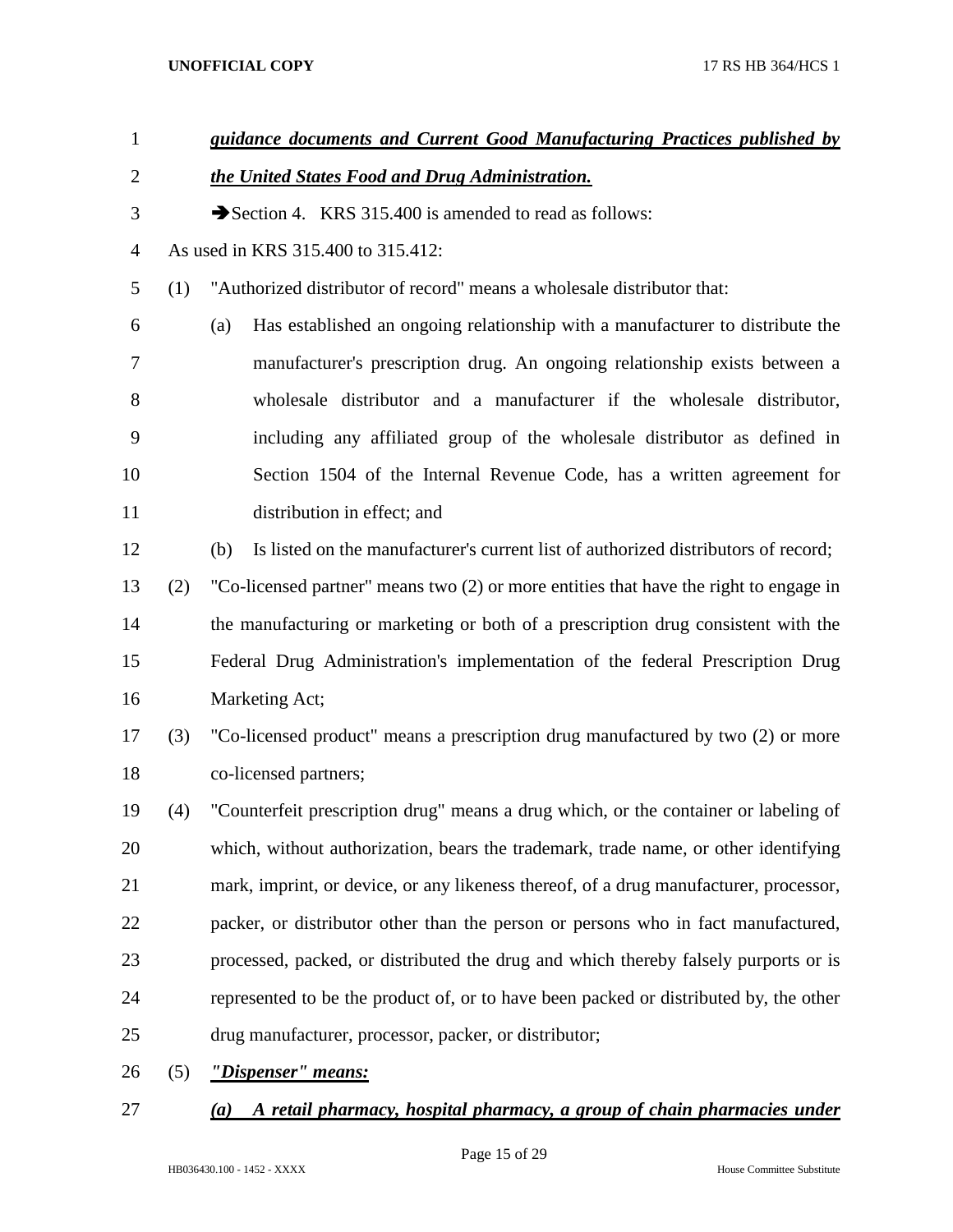***guidance documents and Current Good Manufacturing Practices published by the United States Food and Drug Administration.***

➔Section 4. KRS 315.400 is amended to read as follows:

As used in KRS 315.400 to 315.412:

(1) "Authorized distributor of record" means a wholesale distributor that:

(a) Has established an ongoing relationship with a manufacturer to distribute the manufacturer's prescription drug. An ongoing relationship exists between a wholesale distributor and a manufacturer if the wholesale distributor, including any affiliated group of the wholesale distributor as defined in Section 1504 of the Internal Revenue Code, has a written agreement for distribution in effect; and

(b) Is listed on the manufacturer's current list of authorized distributors of record;

(2) "Co-licensed partner" means two (2) or more entities that have the right to engage in the manufacturing or marketing or both of a prescription drug consistent with the Federal Drug Administration's implementation of the federal Prescription Drug Marketing Act;

(3) "Co-licensed product" means a prescription drug manufactured by two (2) or more co-licensed partners;

(4) "Counterfeit prescription drug" means a drug which, or the container or labeling of which, without authorization, bears the trademark, trade name, or other identifying mark, imprint, or device, or any likeness thereof, of a drug manufacturer, processor, packer, or distributor other than the person or persons who in fact manufactured, processed, packed, or distributed the drug and which thereby falsely purports or is represented to be the product of, or to have been packed or distributed by, the other drug manufacturer, processor, packer, or distributor;

(5) ***"Dispenser" means:***

***(a) A retail pharmacy, hospital pharmacy, a group of chain pharmacies under***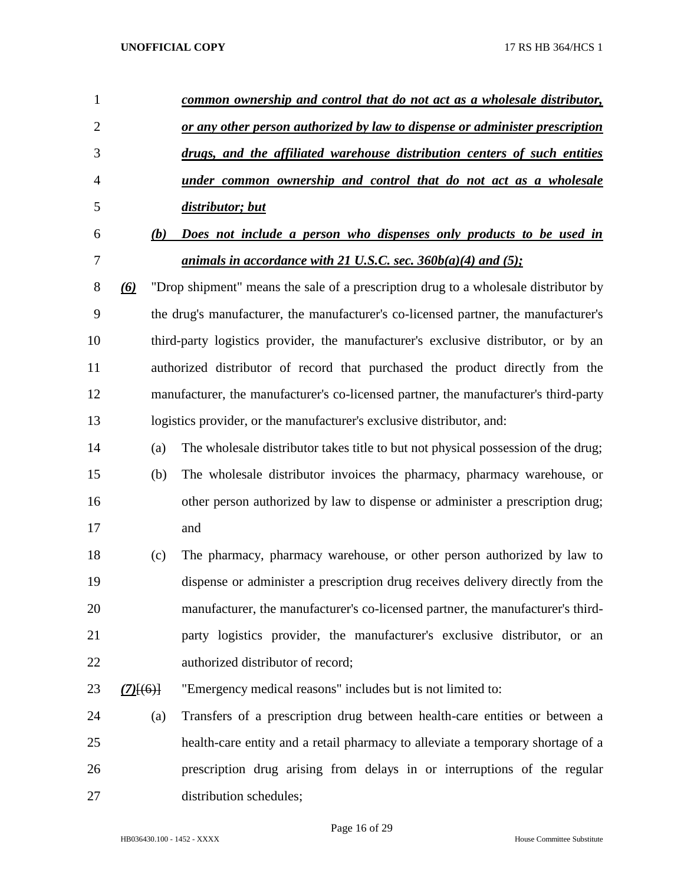***common ownership and control that do not act as a wholesale distributor, or any other person authorized by law to dispense or administer prescription drugs, and the affiliated warehouse distribution centers of such entities under common ownership and control that do not act as a wholesale distributor; but***

***(b) Does not include a person who dispenses only products to be used in animals in accordance with 21 U.S.C. sec. 360b(a)(4) and (5);***

***(6)*** "Drop shipment" means the sale of a prescription drug to a wholesale distributor by the drug's manufacturer, the manufacturer's co-licensed partner, the manufacturer's third-party logistics provider, the manufacturer's exclusive distributor, or by an authorized distributor of record that purchased the product directly from the manufacturer, the manufacturer's co-licensed partner, the manufacturer's third-party logistics provider, or the manufacturer's exclusive distributor, and:

(a) The wholesale distributor takes title to but not physical possession of the drug;

(b) The wholesale distributor invoices the pharmacy, pharmacy warehouse, or other person authorized by law to dispense or administer a prescription drug; and

(c) The pharmacy, pharmacy warehouse, or other person authorized by law to dispense or administer a prescription drug receives delivery directly from the manufacturer, the manufacturer's co-licensed partner, the manufacturer's third-party logistics provider, the manufacturer's exclusive distributor, or an authorized distributor of record;

***(7)***~~[(6)]~~ "Emergency medical reasons" includes but is not limited to:

(a) Transfers of a prescription drug between health-care entities or between a health-care entity and a retail pharmacy to alleviate a temporary shortage of a prescription drug arising from delays in or interruptions of the regular distribution schedules;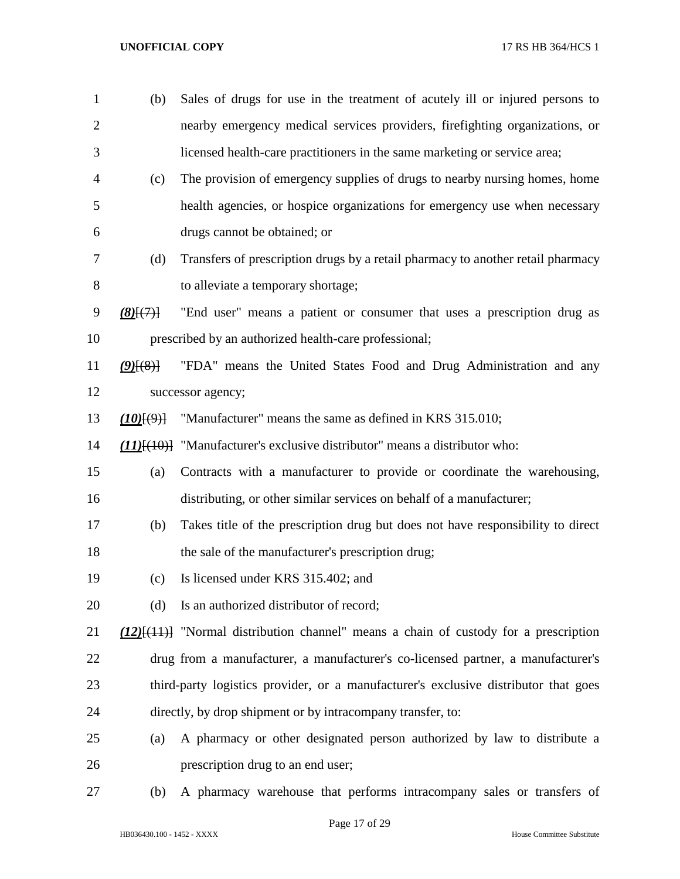(b) Sales of drugs for use in the treatment of acutely ill or injured persons to nearby emergency medical services providers, firefighting organizations, or licensed health-care practitioners in the same marketing or service area;

(c) The provision of emergency supplies of drugs to nearby nursing homes, home health agencies, or hospice organizations for emergency use when necessary drugs cannot be obtained; or

(d) Transfers of prescription drugs by a retail pharmacy to another retail pharmacy to alleviate a temporary shortage;

***(8)***~~[(7)]~~ "End user" means a patient or consumer that uses a prescription drug as prescribed by an authorized health-care professional;

***(9)***~~[(8)]~~ "FDA" means the United States Food and Drug Administration and any successor agency;

***(10)***~~[(9)]~~ "Manufacturer" means the same as defined in KRS 315.010;

***(11)***~~[(10)]~~ "Manufacturer's exclusive distributor" means a distributor who:

(a) Contracts with a manufacturer to provide or coordinate the warehousing, distributing, or other similar services on behalf of a manufacturer;

(b) Takes title of the prescription drug but does not have responsibility to direct the sale of the manufacturer's prescription drug;

(c) Is licensed under KRS 315.402; and

(d) Is an authorized distributor of record;

***(12)***~~[(11)]~~ "Normal distribution channel" means a chain of custody for a prescription drug from a manufacturer, a manufacturer's co-licensed partner, a manufacturer's third-party logistics provider, or a manufacturer's exclusive distributor that goes directly, by drop shipment or by intracompany transfer, to:

(a) A pharmacy or other designated person authorized by law to distribute a prescription drug to an end user;

(b) A pharmacy warehouse that performs intracompany sales or transfers of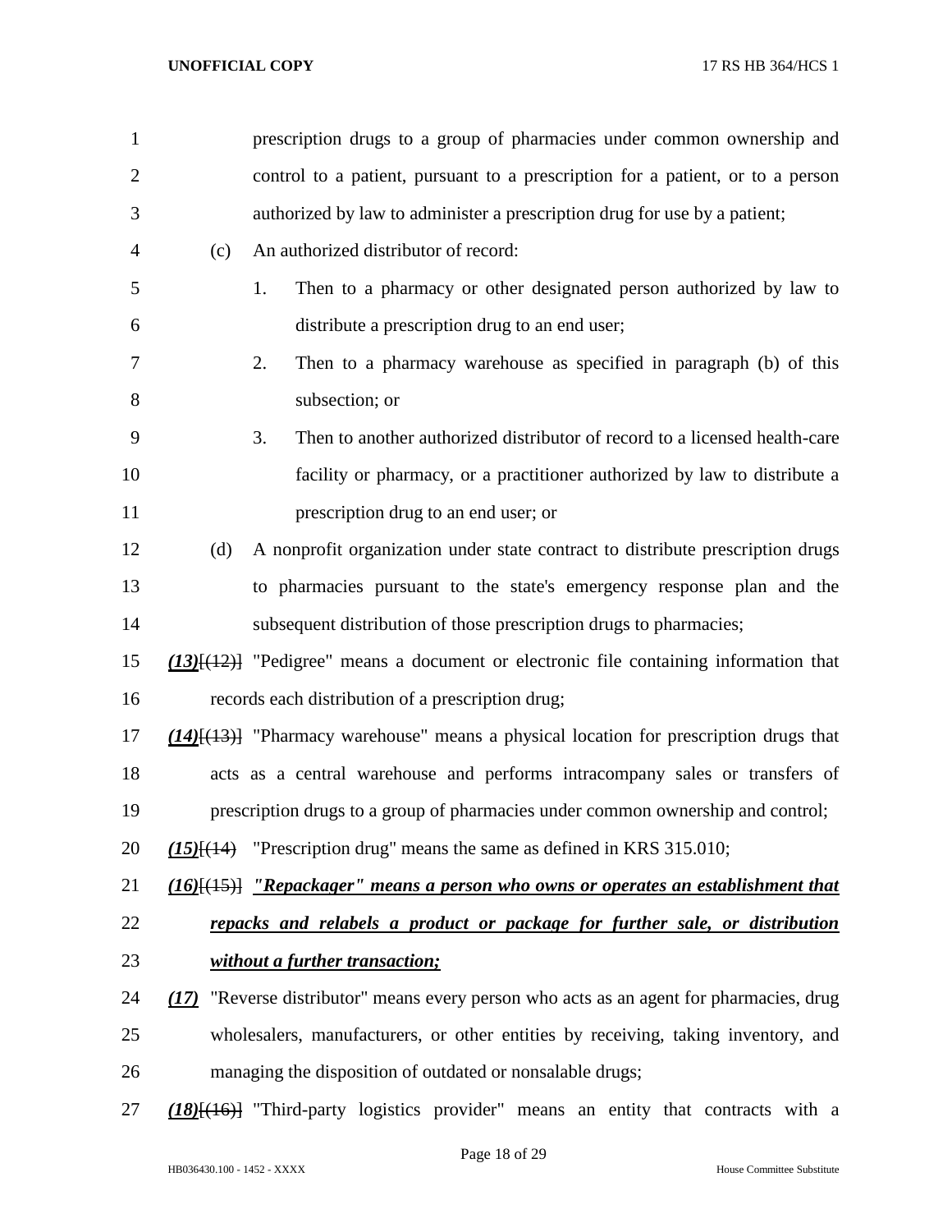prescription drugs to a group of pharmacies under common ownership and control to a patient, pursuant to a prescription for a patient, or to a person authorized by law to administer a prescription drug for use by a patient;

(c) An authorized distributor of record:

1. Then to a pharmacy or other designated person authorized by law to distribute a prescription drug to an end user;

2. Then to a pharmacy warehouse as specified in paragraph (b) of this subsection; or

3. Then to another authorized distributor of record to a licensed health-care facility or pharmacy, or a practitioner authorized by law to distribute a prescription drug to an end user; or

(d) A nonprofit organization under state contract to distribute prescription drugs to pharmacies pursuant to the state's emergency response plan and the subsequent distribution of those prescription drugs to pharmacies;

***(13)***[(12)] "Pedigree" means a document or electronic file containing information that records each distribution of a prescription drug;

***(14)***[(13)] "Pharmacy warehouse" means a physical location for prescription drugs that acts as a central warehouse and performs intracompany sales or transfers of prescription drugs to a group of pharmacies under common ownership and control;

***(15)***[(14) "Prescription drug" means the same as defined in KRS 315.010;

***(16)***[(15)] ***"Repackager" means a person who owns or operates an establishment that repacks and relabels a product or package for further sale, or distribution without a further transaction;***

***(17)*** "Reverse distributor" means every person who acts as an agent for pharmacies, drug wholesalers, manufacturers, or other entities by receiving, taking inventory, and managing the disposition of outdated or nonsalable drugs;

***(18)***[(16)] "Third-party logistics provider" means an entity that contracts with a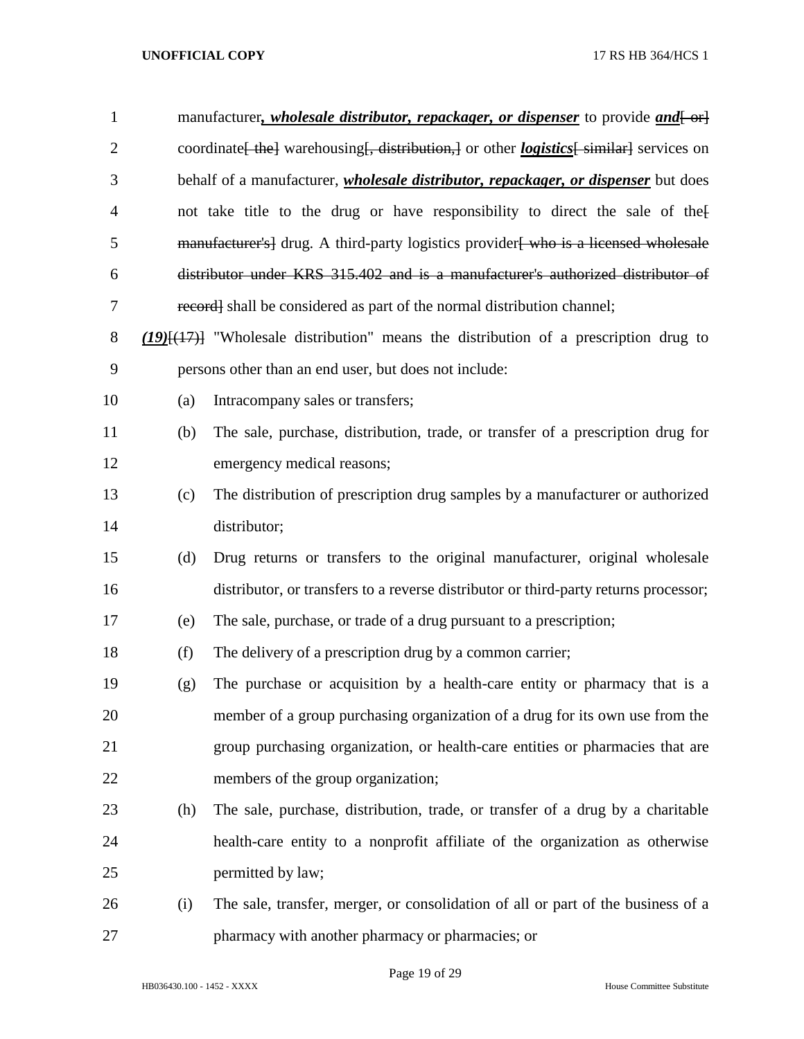manufacturer***, wholesale distributor, repackager, or dispenser*** to provide ***and***~~[ or]~~ coordinate~~[ the]~~ warehousing~~[, distribution,]~~ or other ***logistics***~~[ similar]~~ services on behalf of a manufacturer, ***wholesale distributor, repackager, or dispenser*** but does not take title to the drug or have responsibility to direct the sale of the~~[ manufacturer's]~~ drug. A third-party logistics provider~~[ who is a licensed wholesale distributor under KRS 315.402 and is a manufacturer's authorized distributor of record]~~ shall be considered as part of the normal distribution channel;

***(19)***~~[(17)]~~ "Wholesale distribution" means the distribution of a prescription drug to persons other than an end user, but does not include:

(a) Intracompany sales or transfers;

(b) The sale, purchase, distribution, trade, or transfer of a prescription drug for emergency medical reasons;

(c) The distribution of prescription drug samples by a manufacturer or authorized distributor;

(d) Drug returns or transfers to the original manufacturer, original wholesale distributor, or transfers to a reverse distributor or third-party returns processor;

(e) The sale, purchase, or trade of a drug pursuant to a prescription;

(f) The delivery of a prescription drug by a common carrier;

(g) The purchase or acquisition by a health-care entity or pharmacy that is a member of a group purchasing organization of a drug for its own use from the group purchasing organization, or health-care entities or pharmacies that are members of the group organization;

(h) The sale, purchase, distribution, trade, or transfer of a drug by a charitable health-care entity to a nonprofit affiliate of the organization as otherwise permitted by law;

(i) The sale, transfer, merger, or consolidation of all or part of the business of a pharmacy with another pharmacy or pharmacies; or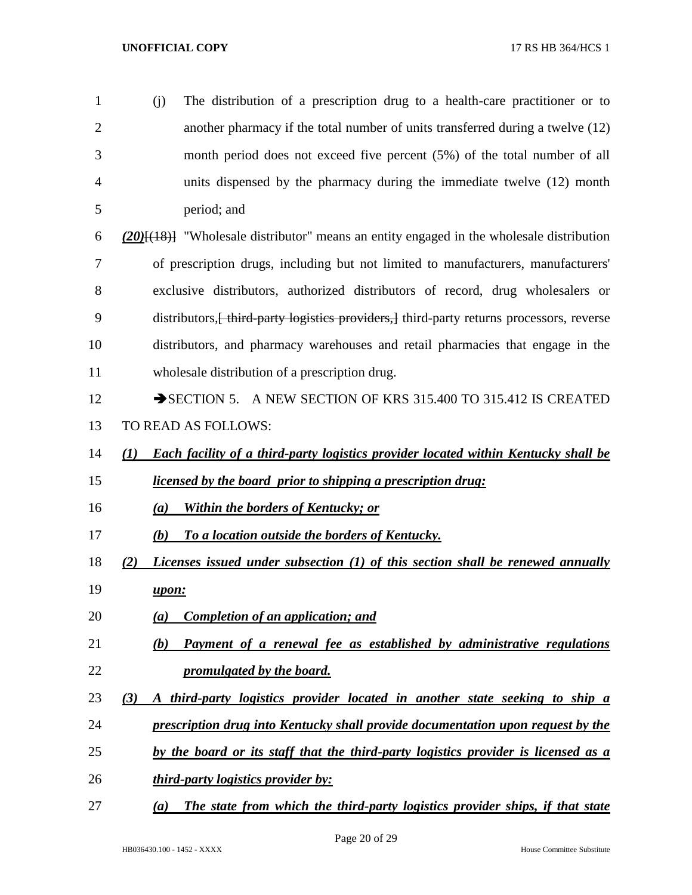(j) The distribution of a prescription drug to a health-care practitioner or to another pharmacy if the total number of units transferred during a twelve (12) month period does not exceed five percent (5%) of the total number of all units dispensed by the pharmacy during the immediate twelve (12) month period; and

***(20)***~~[(18)]~~ "Wholesale distributor" means an entity engaged in the wholesale distribution of prescription drugs, including but not limited to manufacturers, manufacturers' exclusive distributors, authorized distributors of record, drug wholesalers or distributors,~~[ third-party logistics providers,]~~ third-party returns processors, reverse distributors, and pharmacy warehouses and retail pharmacies that engage in the wholesale distribution of a prescription drug.

➔SECTION 5. A NEW SECTION OF KRS 315.400 TO 315.412 IS CREATED TO READ AS FOLLOWS:

***(1) Each facility of a third-party logistics provider located within Kentucky shall be licensed by the board prior to shipping a prescription drug:***

***(a) Within the borders of Kentucky; or***

***(b) To a location outside the borders of Kentucky.***

***(2) Licenses issued under subsection (1) of this section shall be renewed annually upon:***

***(a) Completion of an application; and***

***(b) Payment of a renewal fee as established by administrative regulations promulgated by the board.***

***(3) A third-party logistics provider located in another state seeking to ship a prescription drug into Kentucky shall provide documentation upon request by the by the board or its staff that the third-party logistics provider is licensed as a third-party logistics provider by:***

***(a) The state from which the third-party logistics provider ships, if that state***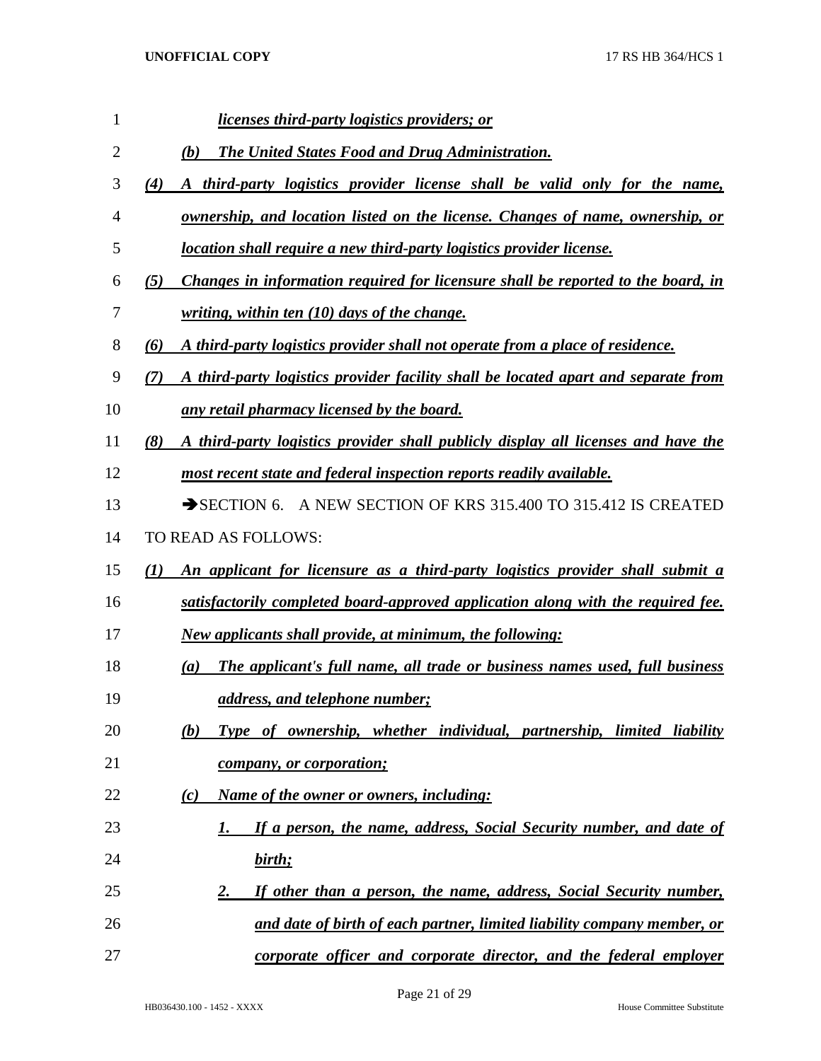*licenses third-party logistics providers; or*

*(b) The United States Food and Drug Administration.*

*(4) A third-party logistics provider license shall be valid only for the name, ownership, and location listed on the license. Changes of name, ownership, or location shall require a new third-party logistics provider license.*

*(5) Changes in information required for licensure shall be reported to the board, in writing, within ten (10) days of the change.*

*(6) A third-party logistics provider shall not operate from a place of residence.*

*(7) A third-party logistics provider facility shall be located apart and separate from any retail pharmacy licensed by the board.*

*(8) A third-party logistics provider shall publicly display all licenses and have the most recent state and federal inspection reports readily available.*

➔SECTION 6. A NEW SECTION OF KRS 315.400 TO 315.412 IS CREATED TO READ AS FOLLOWS:

*(1) An applicant for licensure as a third-party logistics provider shall submit a satisfactorily completed board-approved application along with the required fee. New applicants shall provide, at minimum, the following:*

*(a) The applicant's full name, all trade or business names used, full business address, and telephone number;*

*(b) Type of ownership, whether individual, partnership, limited liability company, or corporation;*

*(c) Name of the owner or owners, including:*

*1. If a person, the name, address, Social Security number, and date of birth;*

*2. If other than a person, the name, address, Social Security number, and date of birth of each partner, limited liability company member, or corporate officer and corporate director, and the federal employer*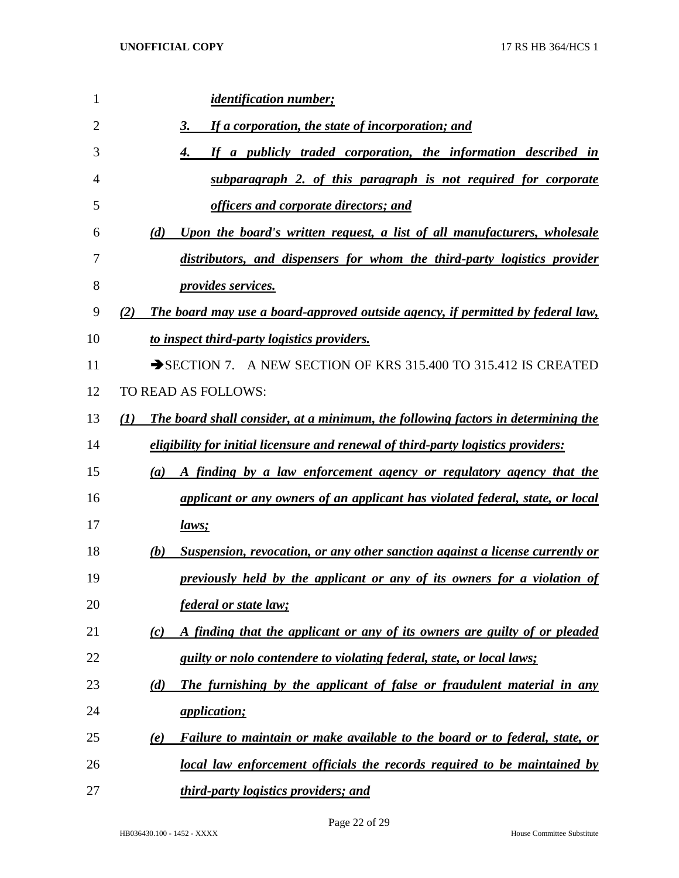*identification number;*

*3. If a corporation, the state of incorporation; and*

*4. If a publicly traded corporation, the information described in subparagraph 2. of this paragraph is not required for corporate officers and corporate directors; and*

*(d) Upon the board's written request, a list of all manufacturers, wholesale distributors, and dispensers for whom the third-party logistics provider provides services.*

*(2) The board may use a board-approved outside agency, if permitted by federal law, to inspect third-party logistics providers.*

➔SECTION 7. A NEW SECTION OF KRS 315.400 TO 315.412 IS CREATED TO READ AS FOLLOWS:

*(1) The board shall consider, at a minimum, the following factors in determining the eligibility for initial licensure and renewal of third-party logistics providers:*

*(a) A finding by a law enforcement agency or regulatory agency that the applicant or any owners of an applicant has violated federal, state, or local laws;*

*(b) Suspension, revocation, or any other sanction against a license currently or previously held by the applicant or any of its owners for a violation of federal or state law;*

*(c) A finding that the applicant or any of its owners are guilty of or pleaded guilty or nolo contendere to violating federal, state, or local laws;*

*(d) The furnishing by the applicant of false or fraudulent material in any application;*

*(e) Failure to maintain or make available to the board or to federal, state, or local law enforcement officials the records required to be maintained by third-party logistics providers; and*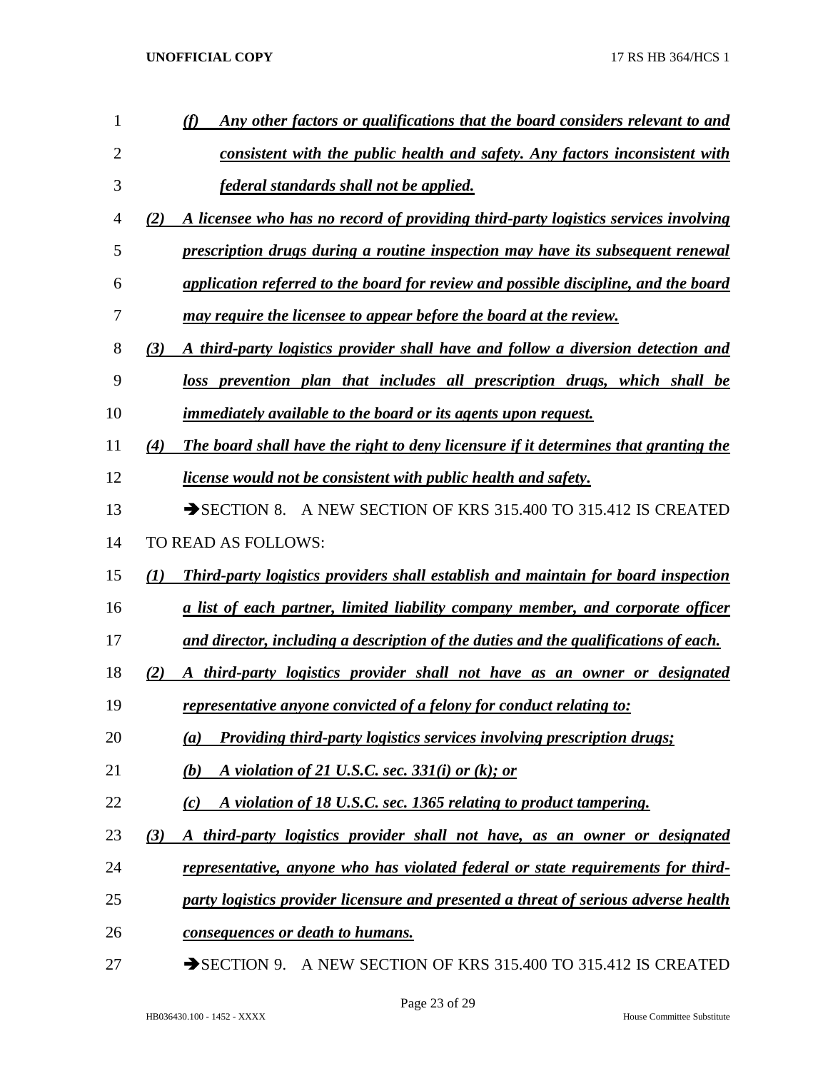*(f) Any other factors or qualifications that the board considers relevant to and consistent with the public health and safety. Any factors inconsistent with federal standards shall not be applied.*

*(2) A licensee who has no record of providing third-party logistics services involving prescription drugs during a routine inspection may have its subsequent renewal application referred to the board for review and possible discipline, and the board may require the licensee to appear before the board at the review.*

*(3) A third-party logistics provider shall have and follow a diversion detection and loss prevention plan that includes all prescription drugs, which shall be immediately available to the board or its agents upon request.*

*(4) The board shall have the right to deny licensure if it determines that granting the license would not be consistent with public health and safety.*

→SECTION 8. A NEW SECTION OF KRS 315.400 TO 315.412 IS CREATED TO READ AS FOLLOWS:

*(1) Third-party logistics providers shall establish and maintain for board inspection a list of each partner, limited liability company member, and corporate officer and director, including a description of the duties and the qualifications of each.*

*(2) A third-party logistics provider shall not have as an owner or designated representative anyone convicted of a felony for conduct relating to:*

*(a) Providing third-party logistics services involving prescription drugs;*

*(b) A violation of 21 U.S.C. sec. 331(i) or (k); or*

*(c) A violation of 18 U.S.C. sec. 1365 relating to product tampering.*

*(3) A third-party logistics provider shall not have, as an owner or designated representative, anyone who has violated federal or state requirements for third-party logistics provider licensure and presented a threat of serious adverse health consequences or death to humans.*

→SECTION 9. A NEW SECTION OF KRS 315.400 TO 315.412 IS CREATED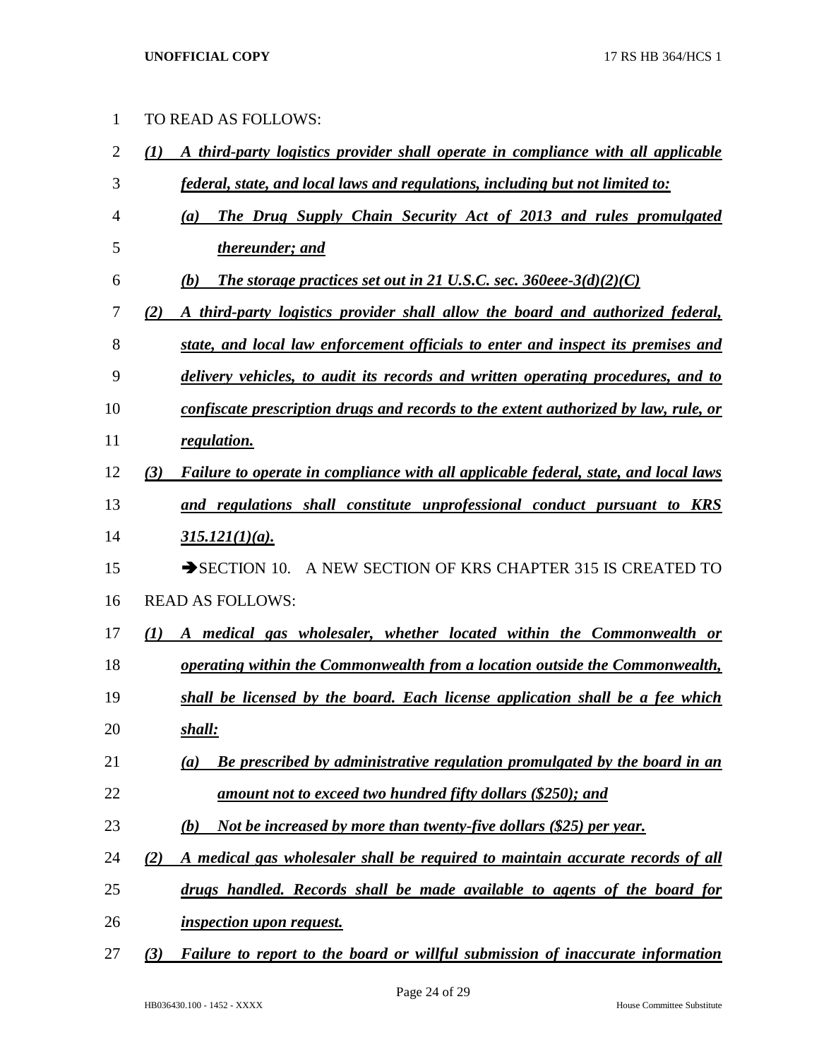TO READ AS FOLLOWS:

***(1) A third-party logistics provider shall operate in compliance with all applicable federal, state, and local laws and regulations, including but not limited to:***

***(a) The Drug Supply Chain Security Act of 2013 and rules promulgated thereunder; and***

***(b) The storage practices set out in 21 U.S.C. sec. 360eee-3(d)(2)(C)***

***(2) A third-party logistics provider shall allow the board and authorized federal, state, and local law enforcement officials to enter and inspect its premises and delivery vehicles, to audit its records and written operating procedures, and to confiscate prescription drugs and records to the extent authorized by law, rule, or regulation.***

***(3) Failure to operate in compliance with all applicable federal, state, and local laws and regulations shall constitute unprofessional conduct pursuant to KRS 315.121(1)(a).***

➔SECTION 10. A NEW SECTION OF KRS CHAPTER 315 IS CREATED TO READ AS FOLLOWS:

***(1) A medical gas wholesaler, whether located within the Commonwealth or operating within the Commonwealth from a location outside the Commonwealth, shall be licensed by the board. Each license application shall be a fee which shall:***

***(a) Be prescribed by administrative regulation promulgated by the board in an amount not to exceed two hundred fifty dollars ($250); and***

***(b) Not be increased by more than twenty-five dollars ($25) per year.***

***(2) A medical gas wholesaler shall be required to maintain accurate records of all drugs handled. Records shall be made available to agents of the board for inspection upon request.***

***(3) Failure to report to the board or willful submission of inaccurate information***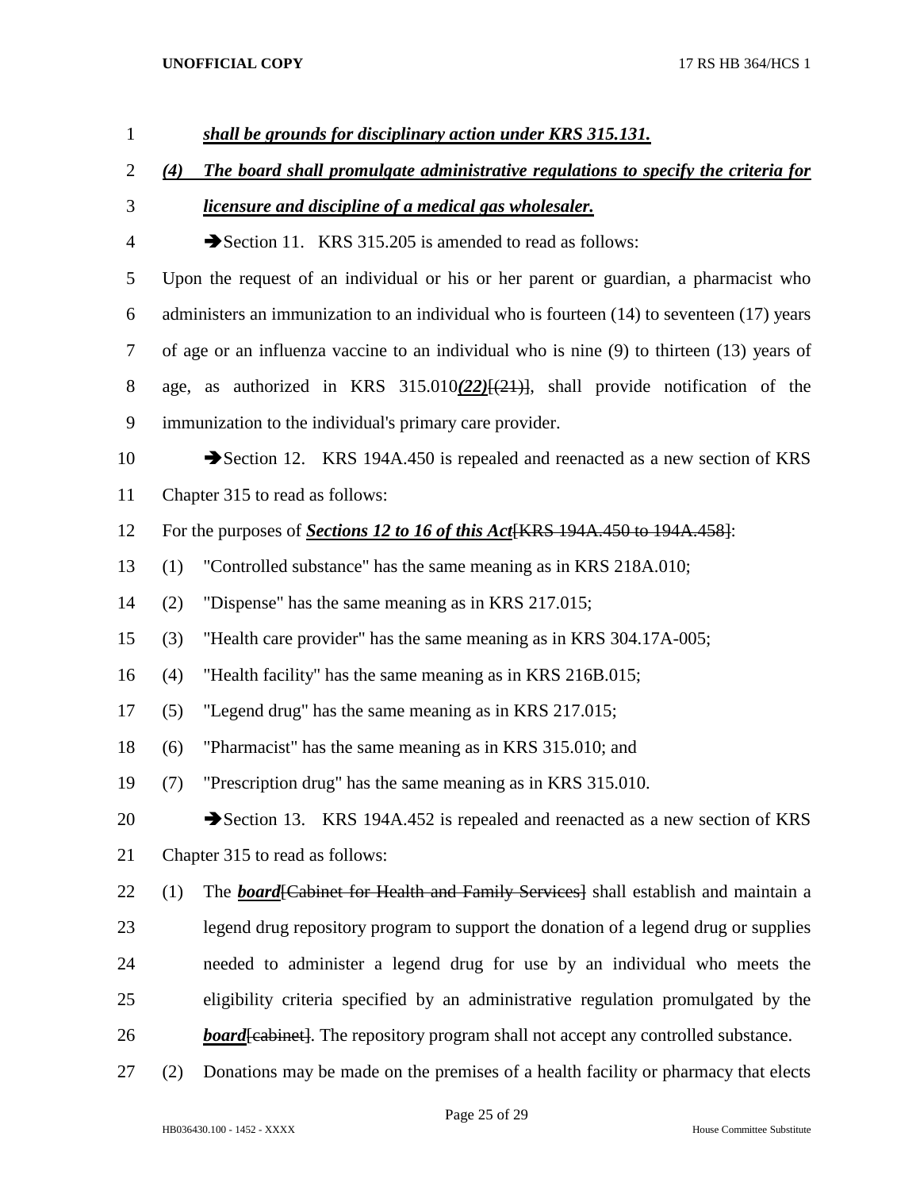***shall be grounds for disciplinary action under KRS 315.131.***

***(4) The board shall promulgate administrative regulations to specify the criteria for licensure and discipline of a medical gas wholesaler.***

➔Section 11. KRS 315.205 is amended to read as follows:

Upon the request of an individual or his or her parent or guardian, a pharmacist who administers an immunization to an individual who is fourteen (14) to seventeen (17) years of age or an influenza vaccine to an individual who is nine (9) to thirteen (13) years of age, as authorized in KRS 315.010***(22)***~~[(21)]~~, shall provide notification of the immunization to the individual's primary care provider.

➔Section 12. KRS 194A.450 is repealed and reenacted as a new section of KRS Chapter 315 to read as follows:

For the purposes of ***Sections 12 to 16 of this Act***~~[KRS 194A.450 to 194A.458]~~:

(1) "Controlled substance" has the same meaning as in KRS 218A.010;

(2) "Dispense" has the same meaning as in KRS 217.015;

(3) "Health care provider" has the same meaning as in KRS 304.17A-005;

(4) "Health facility" has the same meaning as in KRS 216B.015;

(5) "Legend drug" has the same meaning as in KRS 217.015;

(6) "Pharmacist" has the same meaning as in KRS 315.010; and

(7) "Prescription drug" has the same meaning as in KRS 315.010.

➔Section 13. KRS 194A.452 is repealed and reenacted as a new section of KRS Chapter 315 to read as follows:

(1) The ***board***~~[Cabinet for Health and Family Services]~~ shall establish and maintain a legend drug repository program to support the donation of a legend drug or supplies needed to administer a legend drug for use by an individual who meets the eligibility criteria specified by an administrative regulation promulgated by the ***board***~~[cabinet]~~. The repository program shall not accept any controlled substance.

(2) Donations may be made on the premises of a health facility or pharmacy that elects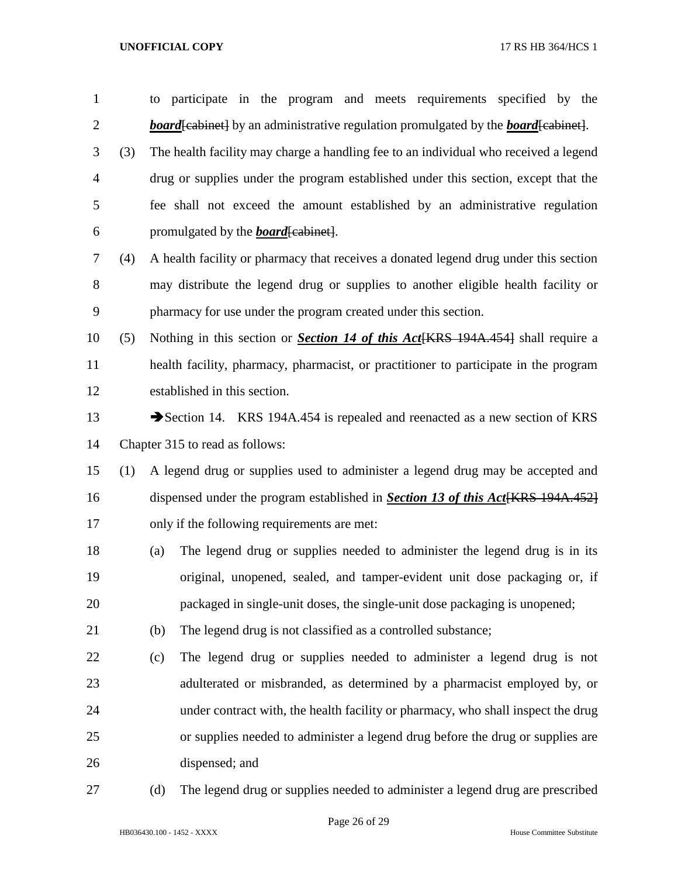to participate in the program and meets requirements specified by the ***board***[cabinet] by an administrative regulation promulgated by the ***board***[cabinet].

(3) The health facility may charge a handling fee to an individual who received a legend drug or supplies under the program established under this section, except that the fee shall not exceed the amount established by an administrative regulation promulgated by the ***board***[cabinet].

(4) A health facility or pharmacy that receives a donated legend drug under this section may distribute the legend drug or supplies to another eligible health facility or pharmacy for use under the program created under this section.

(5) Nothing in this section or ***Section 14 of this Act***[KRS 194A.454] shall require a health facility, pharmacy, pharmacist, or practitioner to participate in the program established in this section.

➔Section 14. KRS 194A.454 is repealed and reenacted as a new section of KRS Chapter 315 to read as follows:

(1) A legend drug or supplies used to administer a legend drug may be accepted and dispensed under the program established in ***Section 13 of this Act***[KRS 194A.452] only if the following requirements are met:

(a) The legend drug or supplies needed to administer the legend drug is in its original, unopened, sealed, and tamper-evident unit dose packaging or, if packaged in single-unit doses, the single-unit dose packaging is unopened;

(b) The legend drug is not classified as a controlled substance;

(c) The legend drug or supplies needed to administer a legend drug is not adulterated or misbranded, as determined by a pharmacist employed by, or under contract with, the health facility or pharmacy, who shall inspect the drug or supplies needed to administer a legend drug before the drug or supplies are dispensed; and

(d) The legend drug or supplies needed to administer a legend drug are prescribed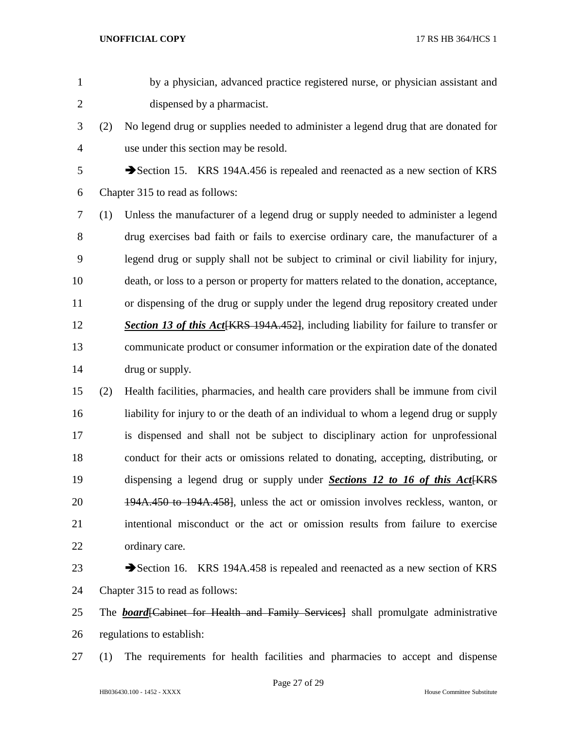by a physician, advanced practice registered nurse, or physician assistant and dispensed by a pharmacist.

(2) No legend drug or supplies needed to administer a legend drug that are donated for use under this section may be resold.

➔Section 15. KRS 194A.456 is repealed and reenacted as a new section of KRS Chapter 315 to read as follows:

(1) Unless the manufacturer of a legend drug or supply needed to administer a legend drug exercises bad faith or fails to exercise ordinary care, the manufacturer of a legend drug or supply shall not be subject to criminal or civil liability for injury, death, or loss to a person or property for matters related to the donation, acceptance, or dispensing of the drug or supply under the legend drug repository created under ***Section 13 of this Act***~~[KRS 194A.452]~~, including liability for failure to transfer or communicate product or consumer information or the expiration date of the donated drug or supply.

(2) Health facilities, pharmacies, and health care providers shall be immune from civil liability for injury to or the death of an individual to whom a legend drug or supply is dispensed and shall not be subject to disciplinary action for unprofessional conduct for their acts or omissions related to donating, accepting, distributing, or dispensing a legend drug or supply under ***Sections 12 to 16 of this Act***~~[KRS 194A.450 to 194A.458]~~, unless the act or omission involves reckless, wanton, or intentional misconduct or the act or omission results from failure to exercise ordinary care.

➔Section 16. KRS 194A.458 is repealed and reenacted as a new section of KRS Chapter 315 to read as follows:

The ***board***~~[Cabinet for Health and Family Services]~~ shall promulgate administrative regulations to establish:

(1) The requirements for health facilities and pharmacies to accept and dispense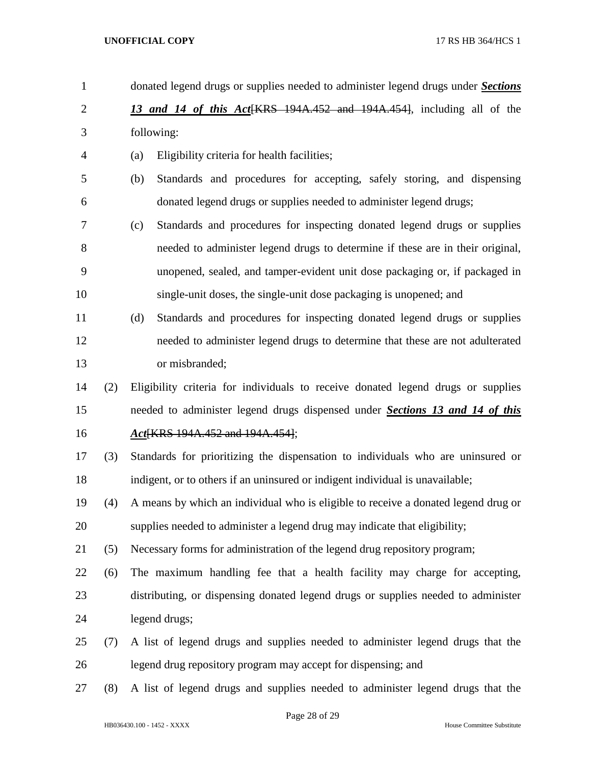donated legend drugs or supplies needed to administer legend drugs under ***Sections 13 and 14 of this Act***~~[KRS 194A.452 and 194A.454]~~, including all of the following:

(a) Eligibility criteria for health facilities;

(b) Standards and procedures for accepting, safely storing, and dispensing donated legend drugs or supplies needed to administer legend drugs;

(c) Standards and procedures for inspecting donated legend drugs or supplies needed to administer legend drugs to determine if these are in their original, unopened, sealed, and tamper-evident unit dose packaging or, if packaged in single-unit doses, the single-unit dose packaging is unopened; and

(d) Standards and procedures for inspecting donated legend drugs or supplies needed to administer legend drugs to determine that these are not adulterated or misbranded;

(2) Eligibility criteria for individuals to receive donated legend drugs or supplies needed to administer legend drugs dispensed under ***Sections 13 and 14 of this Act***~~[KRS 194A.452 and 194A.454]~~;

(3) Standards for prioritizing the dispensation to individuals who are uninsured or indigent, or to others if an uninsured or indigent individual is unavailable;

(4) A means by which an individual who is eligible to receive a donated legend drug or supplies needed to administer a legend drug may indicate that eligibility;

(5) Necessary forms for administration of the legend drug repository program;

(6) The maximum handling fee that a health facility may charge for accepting, distributing, or dispensing donated legend drugs or supplies needed to administer legend drugs;

(7) A list of legend drugs and supplies needed to administer legend drugs that the legend drug repository program may accept for dispensing; and

(8) A list of legend drugs and supplies needed to administer legend drugs that the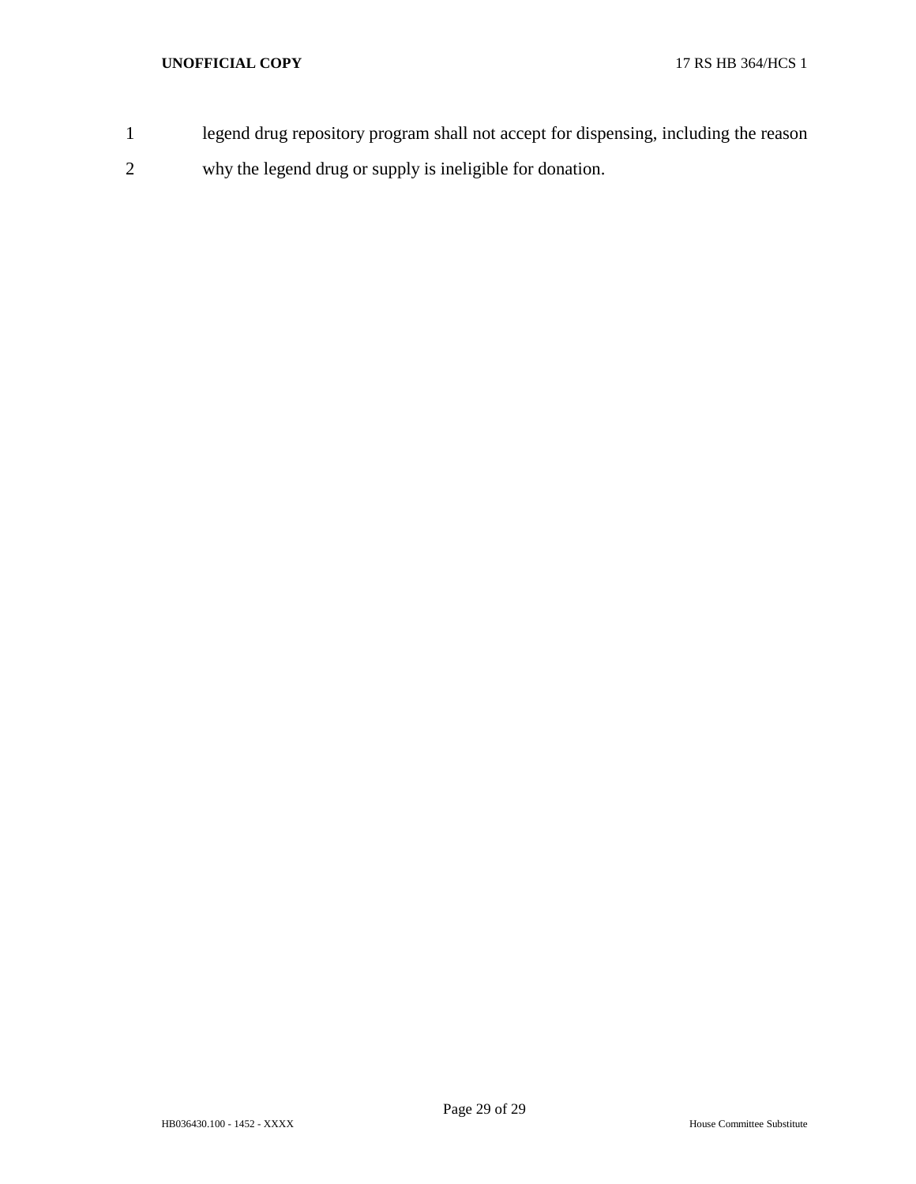legend drug repository program shall not accept for dispensing, including the reason why the legend drug or supply is ineligible for donation.